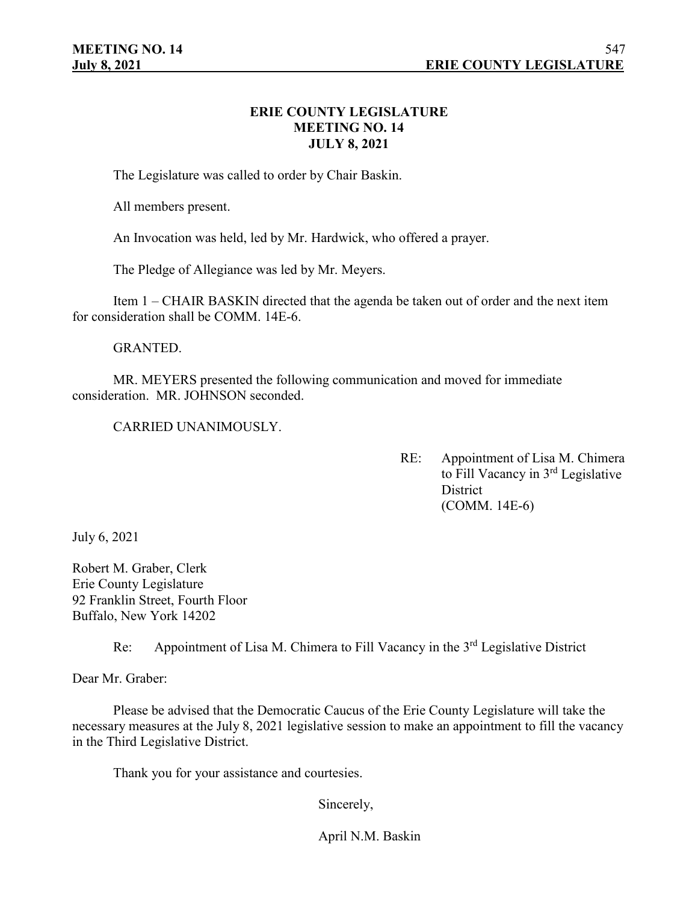# ERIE COUNTY LEGISLATURE
## MEETING NO. 14
## JULY 8, 2021

The Legislature was called to order by Chair Baskin.

All members present.

An Invocation was held, led by Mr. Hardwick, who offered a prayer.

The Pledge of Allegiance was led by Mr. Meyers.

Item 1 – CHAIR BASKIN directed that the agenda be taken out of order and the next item for consideration shall be COMM. 14E-6.

GRANTED.

MR. MEYERS presented the following communication and moved for immediate consideration. MR. JOHNSON seconded.

CARRIED UNANIMOUSLY.

RE: Appointment of Lisa M. Chimera to Fill Vacancy in 3rd Legislative District (COMM. 14E-6)

July 6, 2021

Robert M. Graber, Clerk
Erie County Legislature
92 Franklin Street, Fourth Floor
Buffalo, New York 14202

Re: Appointment of Lisa M. Chimera to Fill Vacancy in the 3rd Legislative District

Dear Mr. Graber:

Please be advised that the Democratic Caucus of the Erie County Legislature will take the necessary measures at the July 8, 2021 legislative session to make an appointment to fill the vacancy in the Third Legislative District.

Thank you for your assistance and courtesies.

Sincerely,

April N.M. Baskin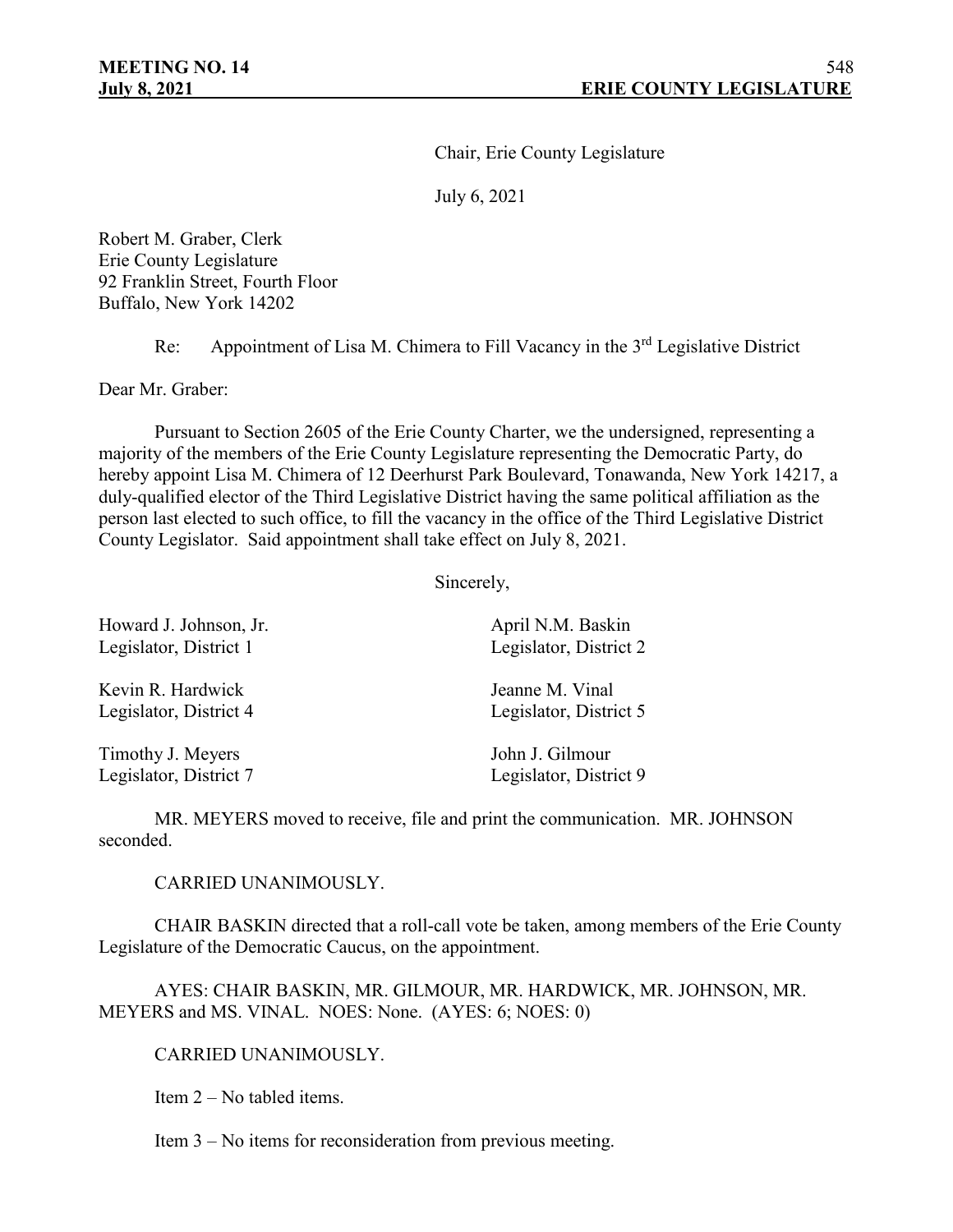Chair, Erie County Legislature

July 6, 2021

Robert M. Graber, Clerk
Erie County Legislature
92 Franklin Street, Fourth Floor
Buffalo, New York 14202

Re: Appointment of Lisa M. Chimera to Fill Vacancy in the 3rd Legislative District

Dear Mr. Graber:

Pursuant to Section 2605 of the Erie County Charter, we the undersigned, representing a majority of the members of the Erie County Legislature representing the Democratic Party, do hereby appoint Lisa M. Chimera of 12 Deerhurst Park Boulevard, Tonawanda, New York 14217, a duly-qualified elector of the Third Legislative District having the same political affiliation as the person last elected to such office, to fill the vacancy in the office of the Third Legislative District County Legislator. Said appointment shall take effect on July 8, 2021.

Sincerely,

Howard J. Johnson, Jr.
Legislator, District 1

April N.M. Baskin
Legislator, District 2

Kevin R. Hardwick
Legislator, District 4

Jeanne M. Vinal
Legislator, District 5

Timothy J. Meyers
Legislator, District 7

John J. Gilmour
Legislator, District 9

MR. MEYERS moved to receive, file and print the communication. MR. JOHNSON seconded.

CARRIED UNANIMOUSLY.

CHAIR BASKIN directed that a roll-call vote be taken, among members of the Erie County Legislature of the Democratic Caucus, on the appointment.

AYES: CHAIR BASKIN, MR. GILMOUR, MR. HARDWICK, MR. JOHNSON, MR. MEYERS and MS. VINAL. NOES: None. (AYES: 6; NOES: 0)

CARRIED UNANIMOUSLY.

Item 2 – No tabled items.

Item 3 – No items for reconsideration from previous meeting.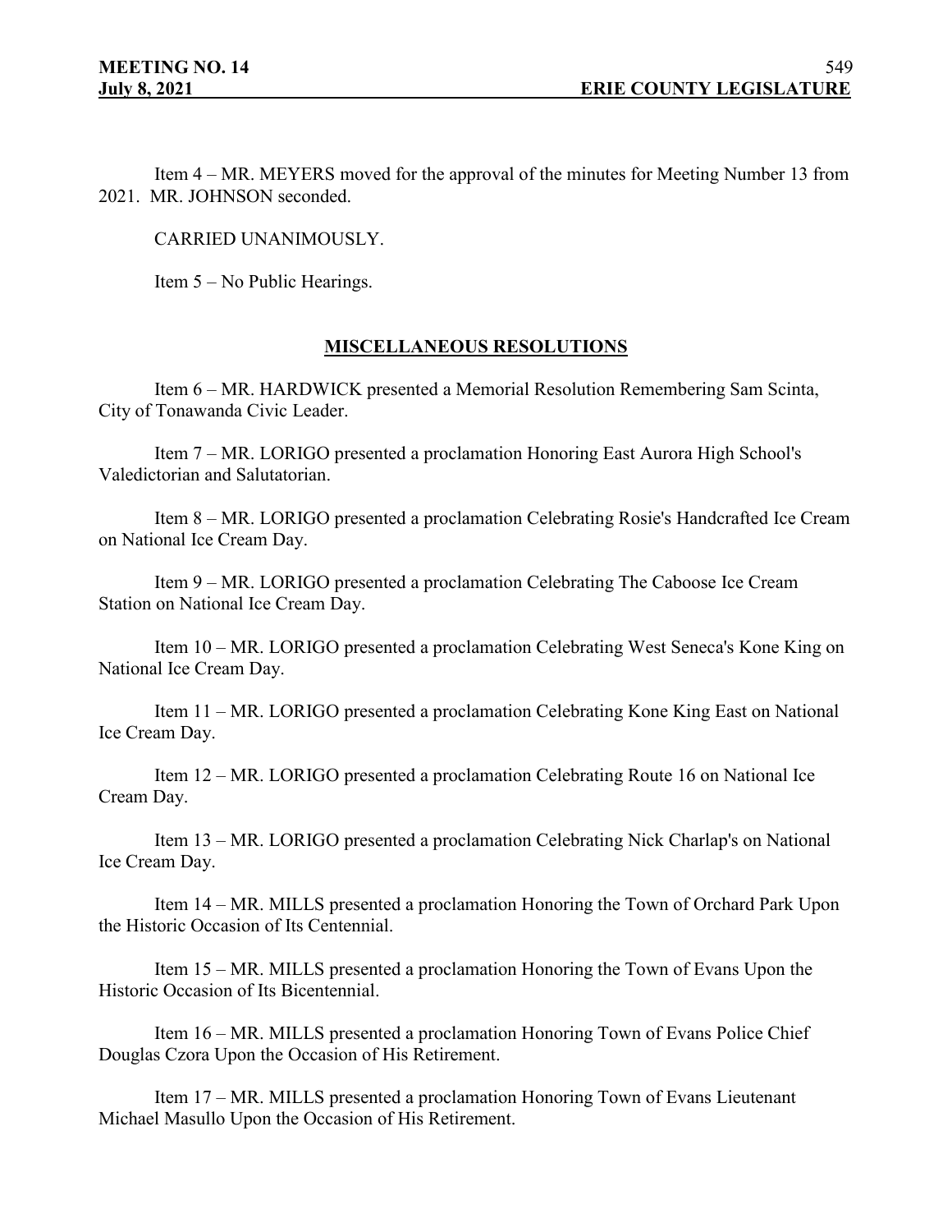Item 4 – MR. MEYERS moved for the approval of the minutes for Meeting Number 13 from 2021. MR. JOHNSON seconded.

CARRIED UNANIMOUSLY.

Item 5 – No Public Hearings.

## MISCELLANEOUS RESOLUTIONS

Item 6 – MR. HARDWICK presented a Memorial Resolution Remembering Sam Scinta, City of Tonawanda Civic Leader.

Item 7 – MR. LORIGO presented a proclamation Honoring East Aurora High School's Valedictorian and Salutatorian.

Item 8 – MR. LORIGO presented a proclamation Celebrating Rosie's Handcrafted Ice Cream on National Ice Cream Day.

Item 9 – MR. LORIGO presented a proclamation Celebrating The Caboose Ice Cream Station on National Ice Cream Day.

Item 10 – MR. LORIGO presented a proclamation Celebrating West Seneca's Kone King on National Ice Cream Day.

Item 11 – MR. LORIGO presented a proclamation Celebrating Kone King East on National Ice Cream Day.

Item 12 – MR. LORIGO presented a proclamation Celebrating Route 16 on National Ice Cream Day.

Item 13 – MR. LORIGO presented a proclamation Celebrating Nick Charlap's on National Ice Cream Day.

Item 14 – MR. MILLS presented a proclamation Honoring the Town of Orchard Park Upon the Historic Occasion of Its Centennial.

Item 15 – MR. MILLS presented a proclamation Honoring the Town of Evans Upon the Historic Occasion of Its Bicentennial.

Item 16 – MR. MILLS presented a proclamation Honoring Town of Evans Police Chief Douglas Czora Upon the Occasion of His Retirement.

Item 17 – MR. MILLS presented a proclamation Honoring Town of Evans Lieutenant Michael Masullo Upon the Occasion of His Retirement.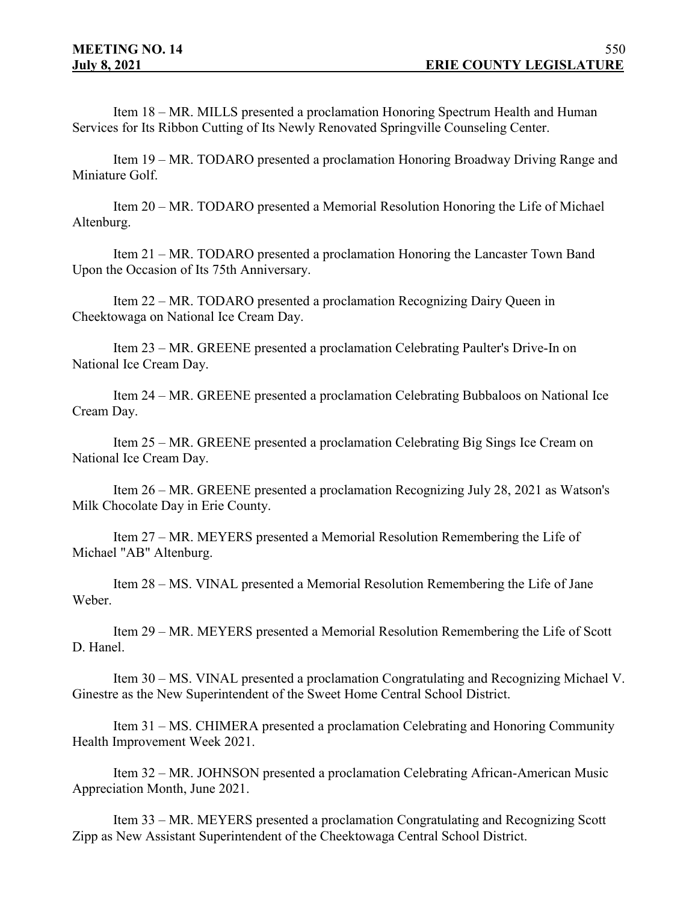Item 18 – MR. MILLS presented a proclamation Honoring Spectrum Health and Human Services for Its Ribbon Cutting of Its Newly Renovated Springville Counseling Center.

Item 19 – MR. TODARO presented a proclamation Honoring Broadway Driving Range and Miniature Golf.

Item 20 – MR. TODARO presented a Memorial Resolution Honoring the Life of Michael Altenburg.

Item 21 – MR. TODARO presented a proclamation Honoring the Lancaster Town Band Upon the Occasion of Its 75th Anniversary.

Item 22 – MR. TODARO presented a proclamation Recognizing Dairy Queen in Cheektowaga on National Ice Cream Day.

Item 23 – MR. GREENE presented a proclamation Celebrating Paulter's Drive-In on National Ice Cream Day.

Item 24 – MR. GREENE presented a proclamation Celebrating Bubbaloos on National Ice Cream Day.

Item 25 – MR. GREENE presented a proclamation Celebrating Big Sings Ice Cream on National Ice Cream Day.

Item 26 – MR. GREENE presented a proclamation Recognizing July 28, 2021 as Watson's Milk Chocolate Day in Erie County.

Item 27 – MR. MEYERS presented a Memorial Resolution Remembering the Life of Michael "AB" Altenburg.

Item 28 – MS. VINAL presented a Memorial Resolution Remembering the Life of Jane Weber.

Item 29 – MR. MEYERS presented a Memorial Resolution Remembering the Life of Scott D. Hanel.

Item 30 – MS. VINAL presented a proclamation Congratulating and Recognizing Michael V. Ginestre as the New Superintendent of the Sweet Home Central School District.

Item 31 – MS. CHIMERA presented a proclamation Celebrating and Honoring Community Health Improvement Week 2021.

Item 32 – MR. JOHNSON presented a proclamation Celebrating African-American Music Appreciation Month, June 2021.

Item 33 – MR. MEYERS presented a proclamation Congratulating and Recognizing Scott Zipp as New Assistant Superintendent of the Cheektowaga Central School District.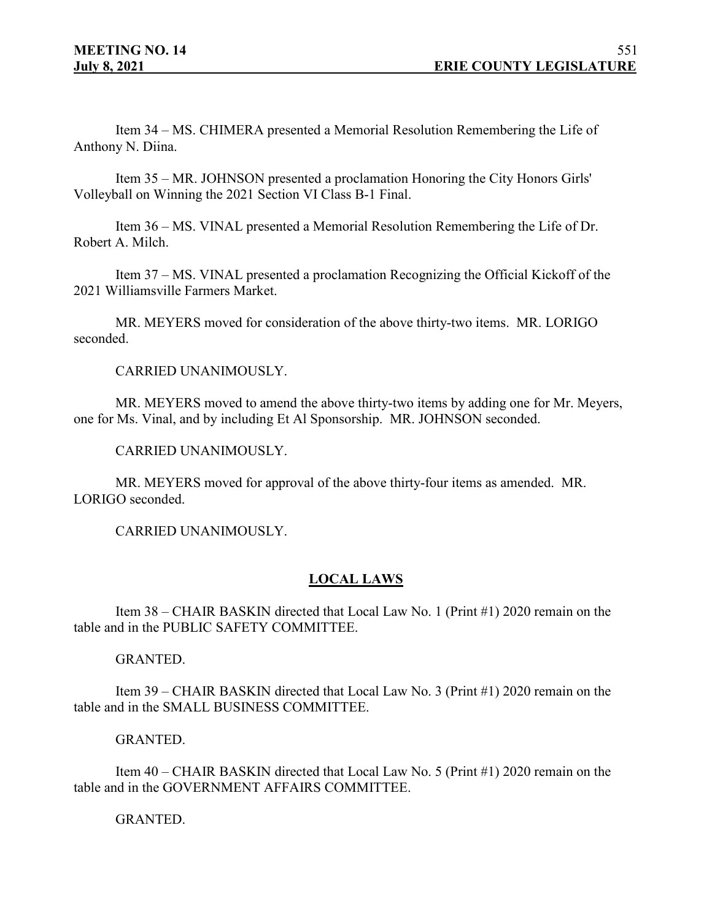Item 34 – MS. CHIMERA presented a Memorial Resolution Remembering the Life of Anthony N. Diina.

Item 35 – MR. JOHNSON presented a proclamation Honoring the City Honors Girls' Volleyball on Winning the 2021 Section VI Class B-1 Final.

Item 36 – MS. VINAL presented a Memorial Resolution Remembering the Life of Dr. Robert A. Milch.

Item 37 – MS. VINAL presented a proclamation Recognizing the Official Kickoff of the 2021 Williamsville Farmers Market.

MR. MEYERS moved for consideration of the above thirty-two items. MR. LORIGO seconded.

CARRIED UNANIMOUSLY.

MR. MEYERS moved to amend the above thirty-two items by adding one for Mr. Meyers, one for Ms. Vinal, and by including Et Al Sponsorship. MR. JOHNSON seconded.

CARRIED UNANIMOUSLY.

MR. MEYERS moved for approval of the above thirty-four items as amended. MR. LORIGO seconded.

CARRIED UNANIMOUSLY.

## LOCAL LAWS

Item 38 – CHAIR BASKIN directed that Local Law No. 1 (Print #1) 2020 remain on the table and in the PUBLIC SAFETY COMMITTEE.

GRANTED.

Item 39 – CHAIR BASKIN directed that Local Law No. 3 (Print #1) 2020 remain on the table and in the SMALL BUSINESS COMMITTEE.

GRANTED.

Item 40 – CHAIR BASKIN directed that Local Law No. 5 (Print #1) 2020 remain on the table and in the GOVERNMENT AFFAIRS COMMITTEE.

GRANTED.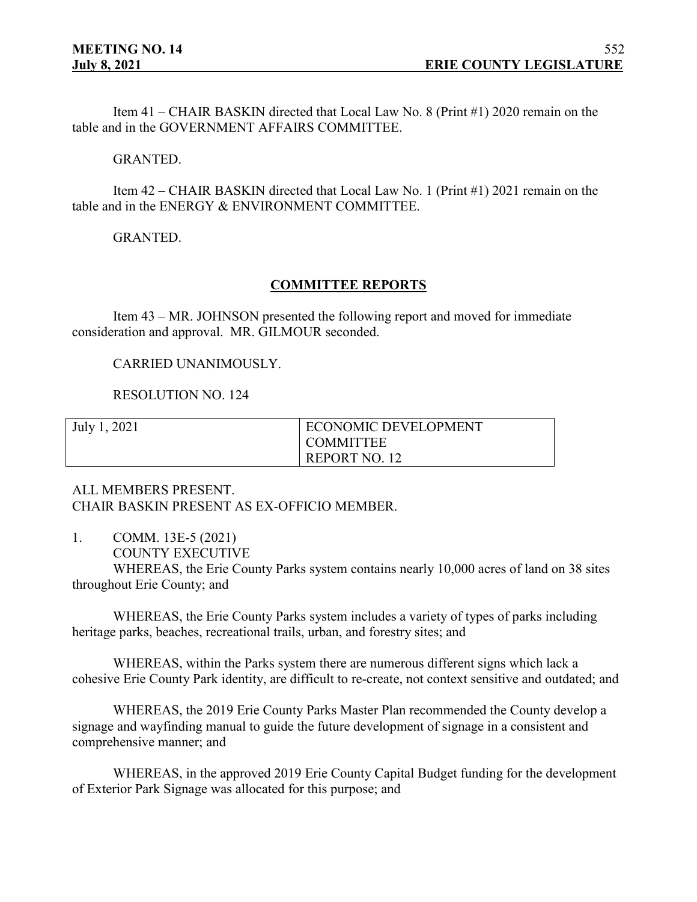Item 41 – CHAIR BASKIN directed that Local Law No. 8 (Print #1) 2020 remain on the table and in the GOVERNMENT AFFAIRS COMMITTEE.

GRANTED.

Item 42 – CHAIR BASKIN directed that Local Law No. 1 (Print #1) 2021 remain on the table and in the ENERGY & ENVIRONMENT COMMITTEE.

GRANTED.

## COMMITTEE REPORTS

Item 43 – MR. JOHNSON presented the following report and moved for immediate consideration and approval. MR. GILMOUR seconded.

CARRIED UNANIMOUSLY.

RESOLUTION NO. 124

| July 1, 2021 | ECONOMIC DEVELOPMENT COMMITTEE REPORT NO. 12 |
|---|---|

ALL MEMBERS PRESENT.
CHAIR BASKIN PRESENT AS EX-OFFICIO MEMBER.

1. COMM. 13E-5 (2021)
COUNTY EXECUTIVE

WHEREAS, the Erie County Parks system contains nearly 10,000 acres of land on 38 sites throughout Erie County; and

WHEREAS, the Erie County Parks system includes a variety of types of parks including heritage parks, beaches, recreational trails, urban, and forestry sites; and

WHEREAS, within the Parks system there are numerous different signs which lack a cohesive Erie County Park identity, are difficult to re-create, not context sensitive and outdated; and

WHEREAS, the 2019 Erie County Parks Master Plan recommended the County develop a signage and wayfinding manual to guide the future development of signage in a consistent and comprehensive manner; and

WHEREAS, in the approved 2019 Erie County Capital Budget funding for the development of Exterior Park Signage was allocated for this purpose; and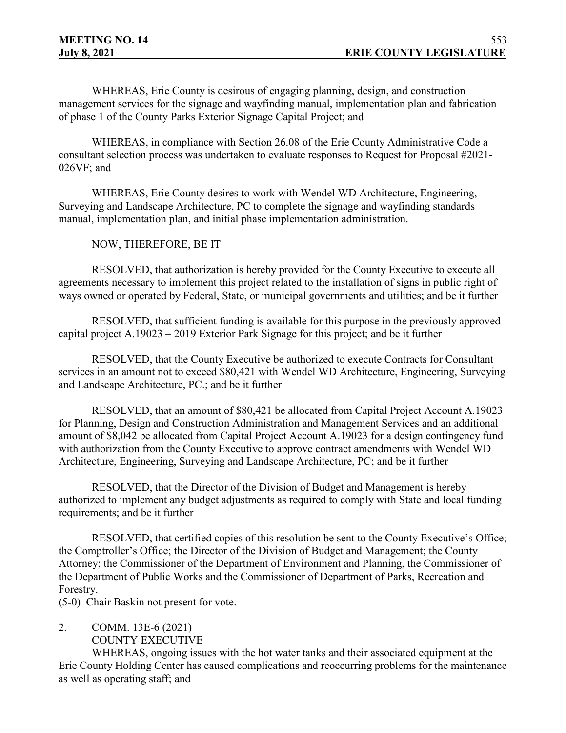WHEREAS, Erie County is desirous of engaging planning, design, and construction management services for the signage and wayfinding manual, implementation plan and fabrication of phase 1 of the County Parks Exterior Signage Capital Project; and

WHEREAS, in compliance with Section 26.08 of the Erie County Administrative Code a consultant selection process was undertaken to evaluate responses to Request for Proposal #2021-026VF; and

WHEREAS, Erie County desires to work with Wendel WD Architecture, Engineering, Surveying and Landscape Architecture, PC to complete the signage and wayfinding standards manual, implementation plan, and initial phase implementation administration.

NOW, THEREFORE, BE IT

RESOLVED, that authorization is hereby provided for the County Executive to execute all agreements necessary to implement this project related to the installation of signs in public right of ways owned or operated by Federal, State, or municipal governments and utilities; and be it further

RESOLVED, that sufficient funding is available for this purpose in the previously approved capital project A.19023 – 2019 Exterior Park Signage for this project; and be it further

RESOLVED, that the County Executive be authorized to execute Contracts for Consultant services in an amount not to exceed $80,421 with Wendel WD Architecture, Engineering, Surveying and Landscape Architecture, PC.; and be it further

RESOLVED, that an amount of $80,421 be allocated from Capital Project Account A.19023 for Planning, Design and Construction Administration and Management Services and an additional amount of $8,042 be allocated from Capital Project Account A.19023 for a design contingency fund with authorization from the County Executive to approve contract amendments with Wendel WD Architecture, Engineering, Surveying and Landscape Architecture, PC; and be it further

RESOLVED, that the Director of the Division of Budget and Management is hereby authorized to implement any budget adjustments as required to comply with State and local funding requirements; and be it further

RESOLVED, that certified copies of this resolution be sent to the County Executive's Office; the Comptroller's Office; the Director of the Division of Budget and Management; the County Attorney; the Commissioner of the Department of Environment and Planning, the Commissioner of the Department of Public Works and the Commissioner of Department of Parks, Recreation and Forestry.

(5-0) Chair Baskin not present for vote.

2. COMM. 13E-6 (2021)
COUNTY EXECUTIVE

WHEREAS, ongoing issues with the hot water tanks and their associated equipment at the Erie County Holding Center has caused complications and reoccurring problems for the maintenance as well as operating staff; and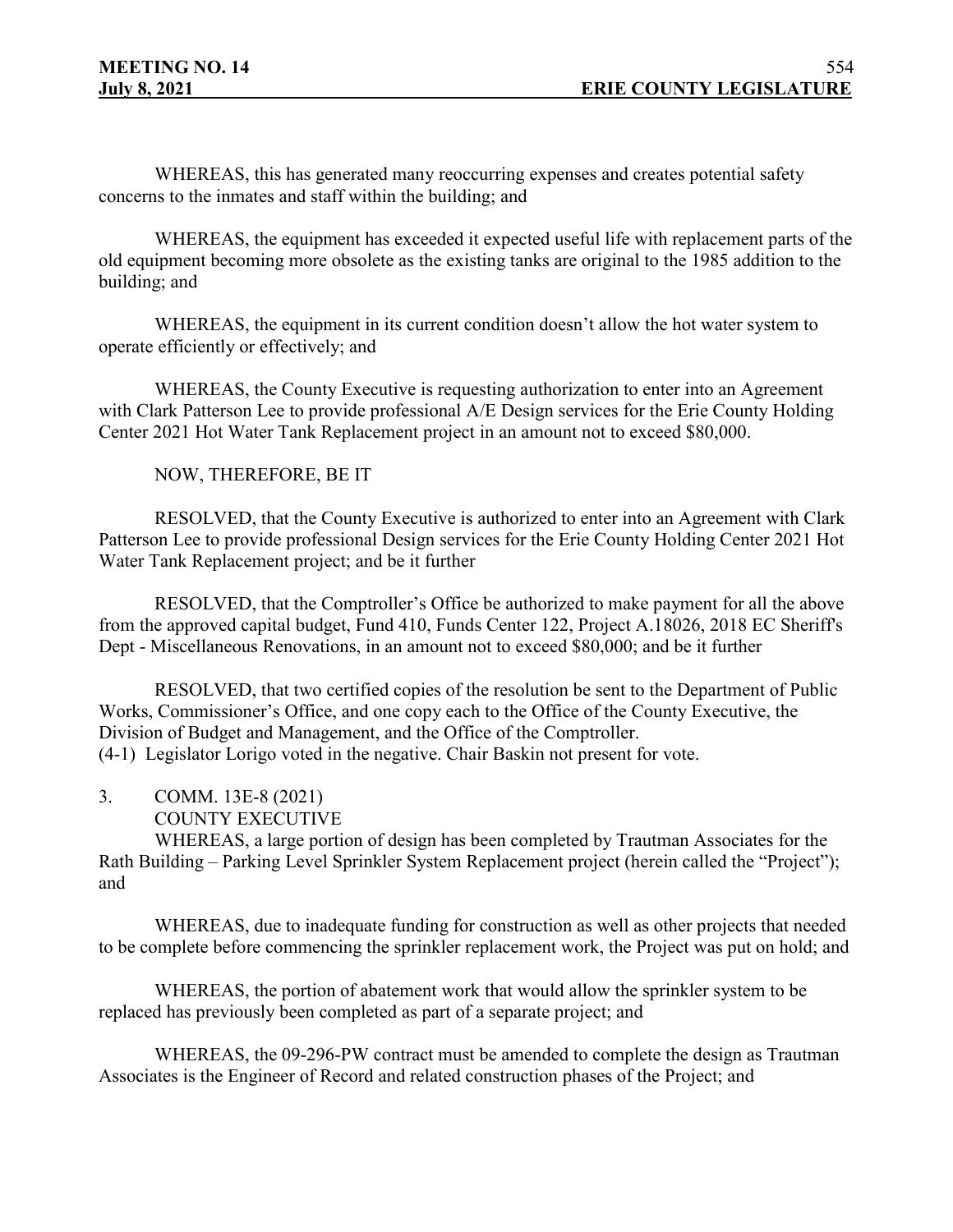WHEREAS, this has generated many reoccurring expenses and creates potential safety concerns to the inmates and staff within the building; and

WHEREAS, the equipment has exceeded it expected useful life with replacement parts of the old equipment becoming more obsolete as the existing tanks are original to the 1985 addition to the building; and

WHEREAS, the equipment in its current condition doesn't allow the hot water system to operate efficiently or effectively; and

WHEREAS, the County Executive is requesting authorization to enter into an Agreement with Clark Patterson Lee to provide professional A/E Design services for the Erie County Holding Center 2021 Hot Water Tank Replacement project in an amount not to exceed $80,000.

NOW, THEREFORE, BE IT

RESOLVED, that the County Executive is authorized to enter into an Agreement with Clark Patterson Lee to provide professional Design services for the Erie County Holding Center 2021 Hot Water Tank Replacement project; and be it further

RESOLVED, that the Comptroller's Office be authorized to make payment for all the above from the approved capital budget, Fund 410, Funds Center 122, Project A.18026, 2018 EC Sheriff's Dept - Miscellaneous Renovations, in an amount not to exceed $80,000; and be it further

RESOLVED, that two certified copies of the resolution be sent to the Department of Public Works, Commissioner's Office, and one copy each to the Office of the County Executive, the Division of Budget and Management, and the Office of the Comptroller.
(4-1) Legislator Lorigo voted in the negative. Chair Baskin not present for vote.

3. COMM. 13E-8 (2021)
COUNTY EXECUTIVE

WHEREAS, a large portion of design has been completed by Trautman Associates for the Rath Building – Parking Level Sprinkler System Replacement project (herein called the "Project"); and

WHEREAS, due to inadequate funding for construction as well as other projects that needed to be complete before commencing the sprinkler replacement work, the Project was put on hold; and

WHEREAS, the portion of abatement work that would allow the sprinkler system to be replaced has previously been completed as part of a separate project; and

WHEREAS, the 09-296-PW contract must be amended to complete the design as Trautman Associates is the Engineer of Record and related construction phases of the Project; and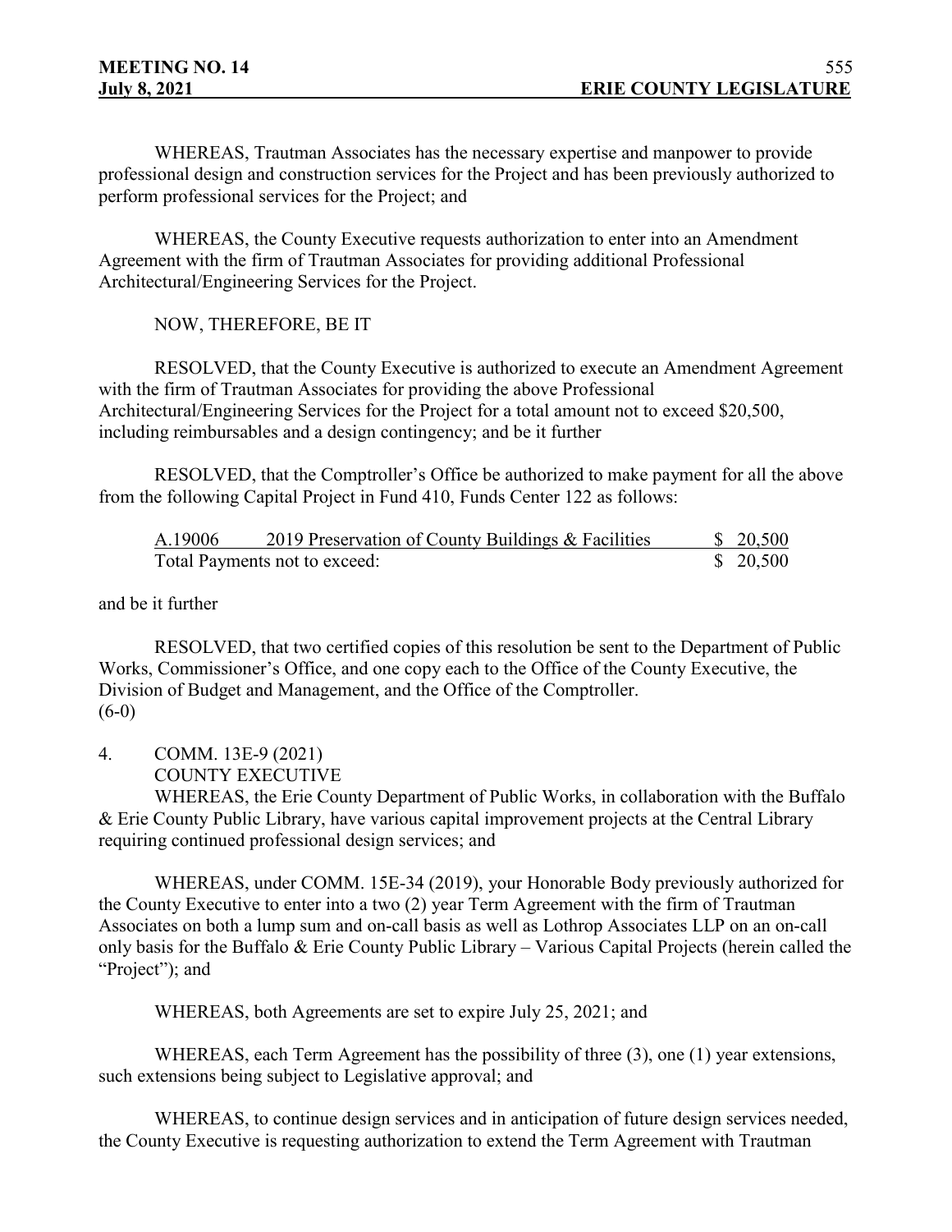WHEREAS, Trautman Associates has the necessary expertise and manpower to provide professional design and construction services for the Project and has been previously authorized to perform professional services for the Project; and

WHEREAS, the County Executive requests authorization to enter into an Amendment Agreement with the firm of Trautman Associates for providing additional Professional Architectural/Engineering Services for the Project.

NOW, THEREFORE, BE IT

RESOLVED, that the County Executive is authorized to execute an Amendment Agreement with the firm of Trautman Associates for providing the above Professional Architectural/Engineering Services for the Project for a total amount not to exceed $20,500, including reimbursables and a design contingency; and be it further

RESOLVED, that the Comptroller's Office be authorized to make payment for all the above from the following Capital Project in Fund 410, Funds Center 122 as follows:

| | | |
|---|---|---|
| A.19006 | 2019 Preservation of County Buildings & Facilities | $ 20,500 |
| Total Payments not to exceed: | | $ 20,500 |

and be it further

RESOLVED, that two certified copies of this resolution be sent to the Department of Public Works, Commissioner's Office, and one copy each to the Office of the County Executive, the Division of Budget and Management, and the Office of the Comptroller.
(6-0)

4. COMM. 13E-9 (2021)
COUNTY EXECUTIVE

WHEREAS, the Erie County Department of Public Works, in collaboration with the Buffalo & Erie County Public Library, have various capital improvement projects at the Central Library requiring continued professional design services; and

WHEREAS, under COMM. 15E-34 (2019), your Honorable Body previously authorized for the County Executive to enter into a two (2) year Term Agreement with the firm of Trautman Associates on both a lump sum and on-call basis as well as Lothrop Associates LLP on an on-call only basis for the Buffalo & Erie County Public Library – Various Capital Projects (herein called the "Project"); and

WHEREAS, both Agreements are set to expire July 25, 2021; and

WHEREAS, each Term Agreement has the possibility of three (3), one (1) year extensions, such extensions being subject to Legislative approval; and

WHEREAS, to continue design services and in anticipation of future design services needed, the County Executive is requesting authorization to extend the Term Agreement with Trautman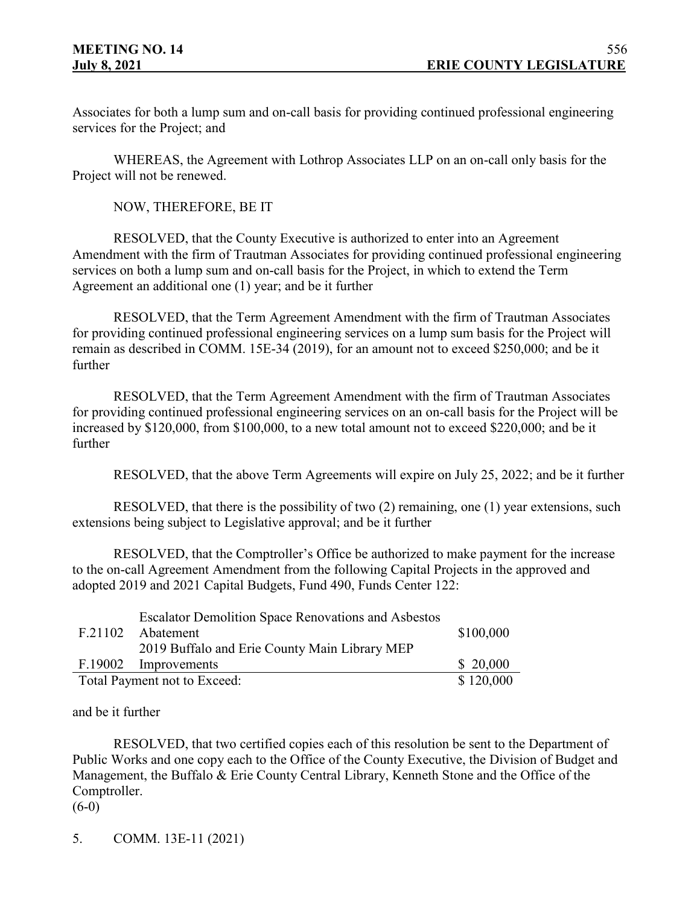Associates for both a lump sum and on-call basis for providing continued professional engineering services for the Project; and

WHEREAS, the Agreement with Lothrop Associates LLP on an on-call only basis for the Project will not be renewed.

NOW, THEREFORE, BE IT

RESOLVED, that the County Executive is authorized to enter into an Agreement Amendment with the firm of Trautman Associates for providing continued professional engineering services on both a lump sum and on-call basis for the Project, in which to extend the Term Agreement an additional one (1) year; and be it further

RESOLVED, that the Term Agreement Amendment with the firm of Trautman Associates for providing continued professional engineering services on a lump sum basis for the Project will remain as described in COMM. 15E-34 (2019), for an amount not to exceed $250,000; and be it further

RESOLVED, that the Term Agreement Amendment with the firm of Trautman Associates for providing continued professional engineering services on an on-call basis for the Project will be increased by $120,000, from $100,000, to a new total amount not to exceed $220,000; and be it further

RESOLVED, that the above Term Agreements will expire on July 25, 2022; and be it further

RESOLVED, that there is the possibility of two (2) remaining, one (1) year extensions, such extensions being subject to Legislative approval; and be it further

RESOLVED, that the Comptroller's Office be authorized to make payment for the increase to the on-call Agreement Amendment from the following Capital Projects in the approved and adopted 2019 and 2021 Capital Budgets, Fund 490, Funds Center 122:

| | | |
|---|---|---|
| F.21102 | Escalator Demolition Space Renovations and Asbestos Abatement | $100,000 |
| F.19002 | 2019 Buffalo and Erie County Main Library MEP Improvements | $ 20,000 |
| Total Payment not to Exceed: | | $ 120,000 |

and be it further

RESOLVED, that two certified copies each of this resolution be sent to the Department of Public Works and one copy each to the Office of the County Executive, the Division of Budget and Management, the Buffalo & Erie County Central Library, Kenneth Stone and the Office of the Comptroller.
(6-0)

5. COMM. 13E-11 (2021)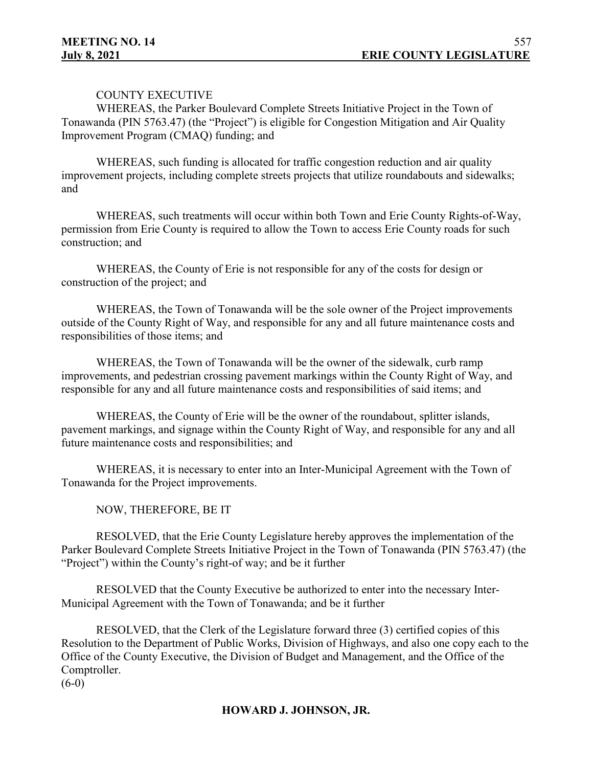COUNTY EXECUTIVE

WHEREAS, the Parker Boulevard Complete Streets Initiative Project in the Town of Tonawanda (PIN 5763.47) (the "Project") is eligible for Congestion Mitigation and Air Quality Improvement Program (CMAQ) funding; and

WHEREAS, such funding is allocated for traffic congestion reduction and air quality improvement projects, including complete streets projects that utilize roundabouts and sidewalks; and

WHEREAS, such treatments will occur within both Town and Erie County Rights-of-Way, permission from Erie County is required to allow the Town to access Erie County roads for such construction; and

WHEREAS, the County of Erie is not responsible for any of the costs for design or construction of the project; and

WHEREAS, the Town of Tonawanda will be the sole owner of the Project improvements outside of the County Right of Way, and responsible for any and all future maintenance costs and responsibilities of those items; and

WHEREAS, the Town of Tonawanda will be the owner of the sidewalk, curb ramp improvements, and pedestrian crossing pavement markings within the County Right of Way, and responsible for any and all future maintenance costs and responsibilities of said items; and

WHEREAS, the County of Erie will be the owner of the roundabout, splitter islands, pavement markings, and signage within the County Right of Way, and responsible for any and all future maintenance costs and responsibilities; and

WHEREAS, it is necessary to enter into an Inter-Municipal Agreement with the Town of Tonawanda for the Project improvements.

NOW, THEREFORE, BE IT

RESOLVED, that the Erie County Legislature hereby approves the implementation of the Parker Boulevard Complete Streets Initiative Project in the Town of Tonawanda (PIN 5763.47) (the "Project") within the County's right-of way; and be it further

RESOLVED that the County Executive be authorized to enter into the necessary Inter-Municipal Agreement with the Town of Tonawanda; and be it further

RESOLVED, that the Clerk of the Legislature forward three (3) certified copies of this Resolution to the Department of Public Works, Division of Highways, and also one copy each to the Office of the County Executive, the Division of Budget and Management, and the Office of the Comptroller.

(6-0)

**HOWARD J. JOHNSON, JR.**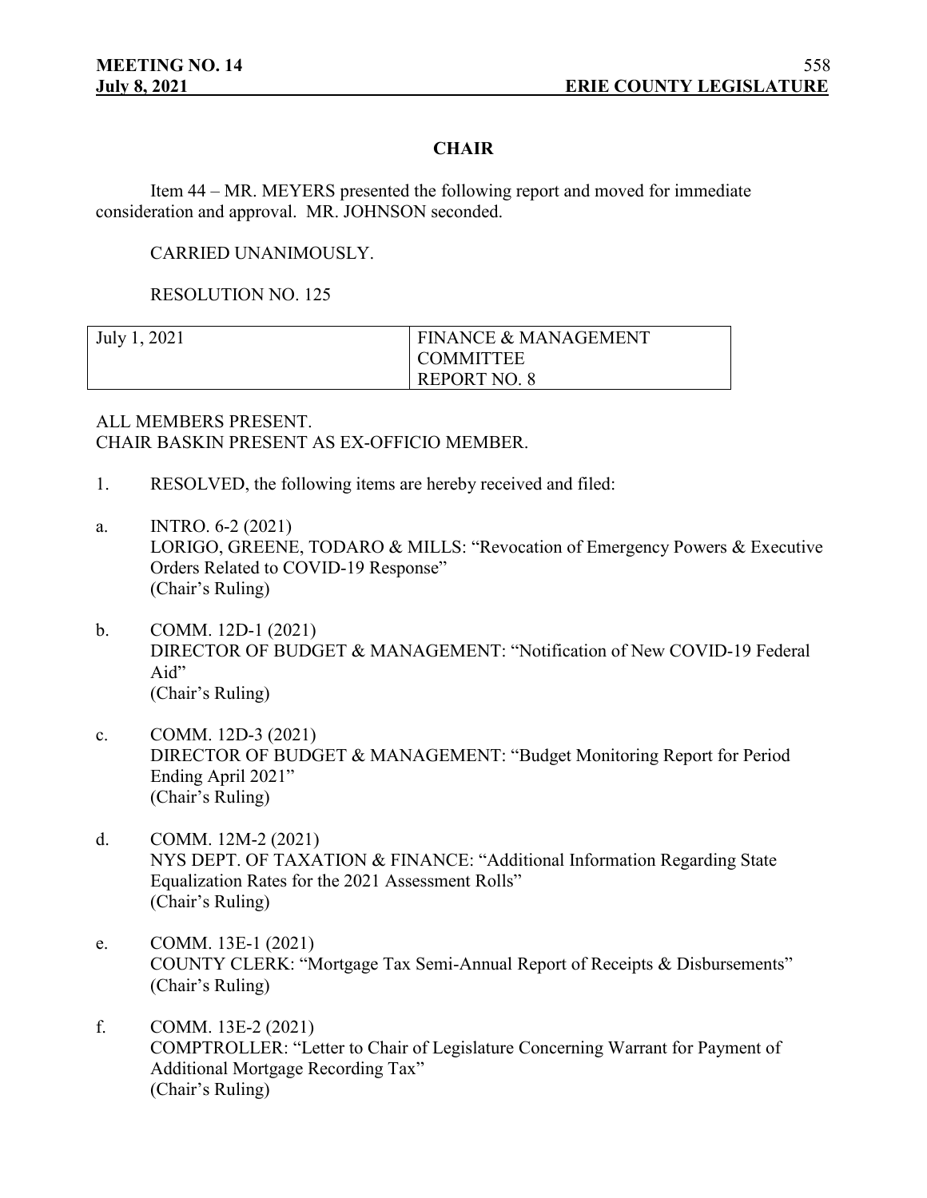## CHAIR

Item 44 – MR. MEYERS presented the following report and moved for immediate consideration and approval. MR. JOHNSON seconded.

CARRIED UNANIMOUSLY.

RESOLUTION NO. 125

| July 1, 2021 | FINANCE & MANAGEMENT COMMITTEE REPORT NO. 8 |
|---|---|

ALL MEMBERS PRESENT.
CHAIR BASKIN PRESENT AS EX-OFFICIO MEMBER.

1. RESOLVED, the following items are hereby received and filed:

a. INTRO. 6-2 (2021)
LORIGO, GREENE, TODARO & MILLS: "Revocation of Emergency Powers & Executive Orders Related to COVID-19 Response"
(Chair's Ruling)

b. COMM. 12D-1 (2021)
DIRECTOR OF BUDGET & MANAGEMENT: "Notification of New COVID-19 Federal Aid"
(Chair's Ruling)

c. COMM. 12D-3 (2021)
DIRECTOR OF BUDGET & MANAGEMENT: "Budget Monitoring Report for Period Ending April 2021"
(Chair's Ruling)

d. COMM. 12M-2 (2021)
NYS DEPT. OF TAXATION & FINANCE: "Additional Information Regarding State Equalization Rates for the 2021 Assessment Rolls"
(Chair's Ruling)

e. COMM. 13E-1 (2021)
COUNTY CLERK: "Mortgage Tax Semi-Annual Report of Receipts & Disbursements"
(Chair's Ruling)

f. COMM. 13E-2 (2021)
COMPTROLLER: "Letter to Chair of Legislature Concerning Warrant for Payment of Additional Mortgage Recording Tax"
(Chair's Ruling)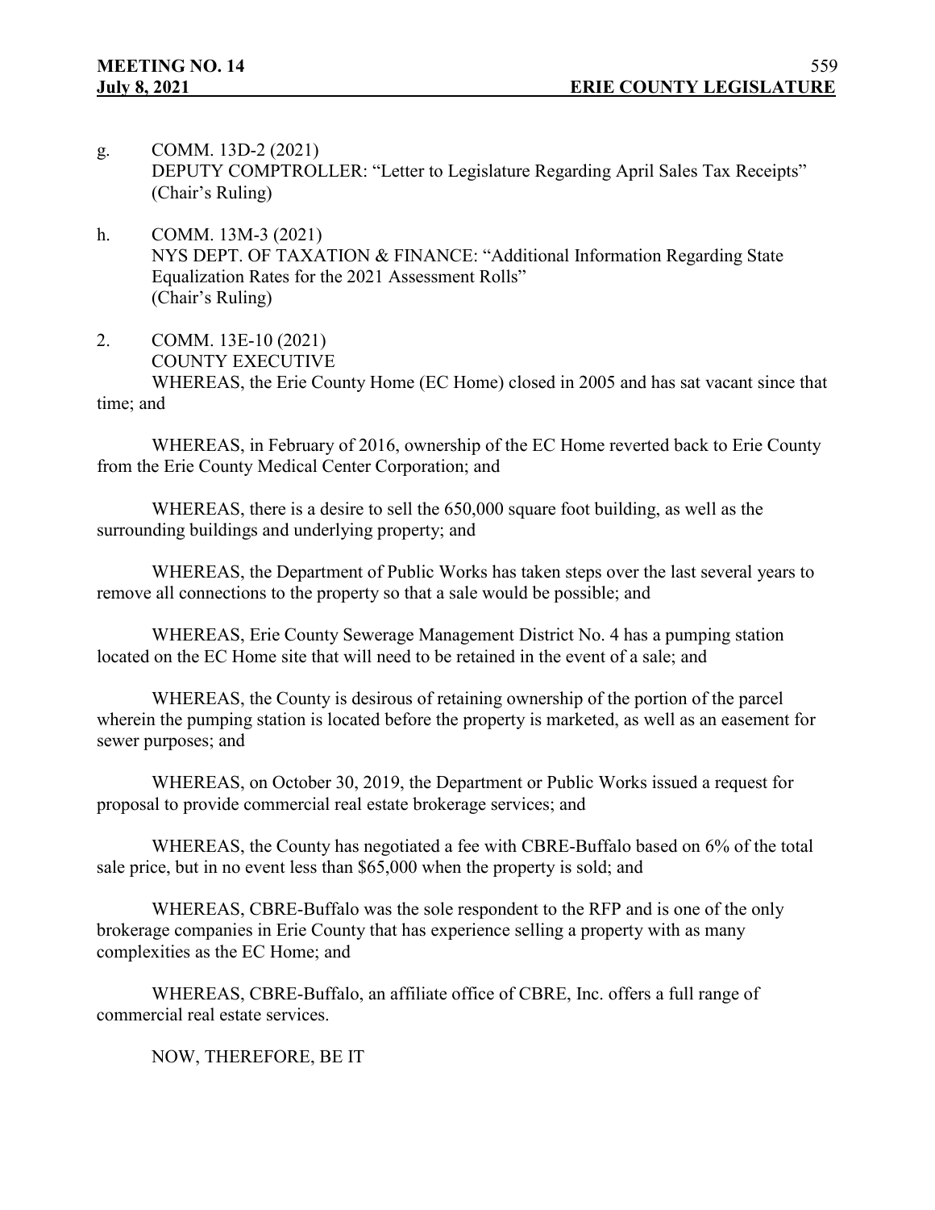g. COMM. 13D-2 (2021)
DEPUTY COMPTROLLER: "Letter to Legislature Regarding April Sales Tax Receipts"
(Chair's Ruling)

h. COMM. 13M-3 (2021)
NYS DEPT. OF TAXATION & FINANCE: "Additional Information Regarding State Equalization Rates for the 2021 Assessment Rolls"
(Chair's Ruling)

2. COMM. 13E-10 (2021)
COUNTY EXECUTIVE

WHEREAS, the Erie County Home (EC Home) closed in 2005 and has sat vacant since that time; and

WHEREAS, in February of 2016, ownership of the EC Home reverted back to Erie County from the Erie County Medical Center Corporation; and

WHEREAS, there is a desire to sell the 650,000 square foot building, as well as the surrounding buildings and underlying property; and

WHEREAS, the Department of Public Works has taken steps over the last several years to remove all connections to the property so that a sale would be possible; and

WHEREAS, Erie County Sewerage Management District No. 4 has a pumping station located on the EC Home site that will need to be retained in the event of a sale; and

WHEREAS, the County is desirous of retaining ownership of the portion of the parcel wherein the pumping station is located before the property is marketed, as well as an easement for sewer purposes; and

WHEREAS, on October 30, 2019, the Department or Public Works issued a request for proposal to provide commercial real estate brokerage services; and

WHEREAS, the County has negotiated a fee with CBRE-Buffalo based on 6% of the total sale price, but in no event less than $65,000 when the property is sold; and

WHEREAS, CBRE-Buffalo was the sole respondent to the RFP and is one of the only brokerage companies in Erie County that has experience selling a property with as many complexities as the EC Home; and

WHEREAS, CBRE-Buffalo, an affiliate office of CBRE, Inc. offers a full range of commercial real estate services.

NOW, THEREFORE, BE IT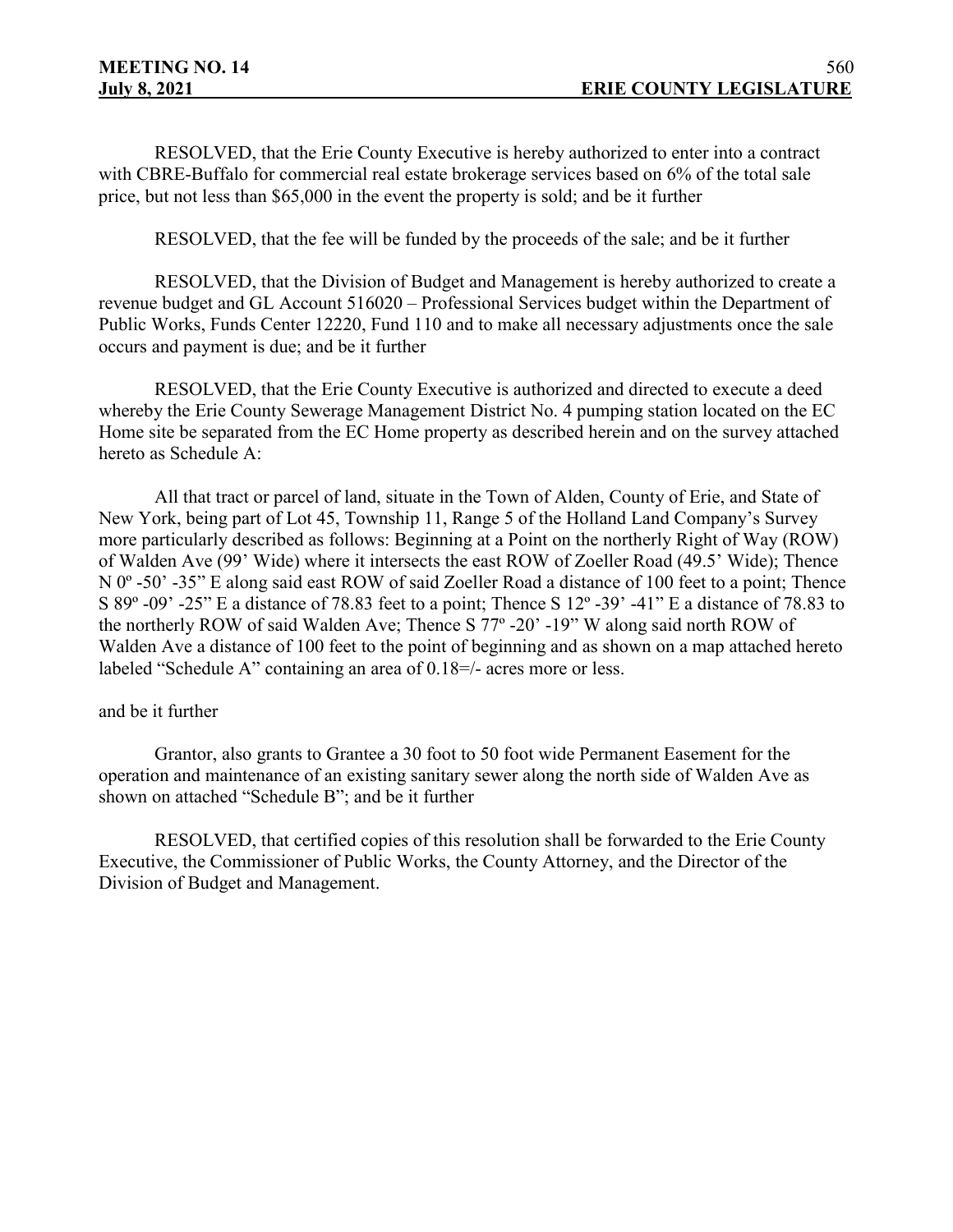RESOLVED, that the Erie County Executive is hereby authorized to enter into a contract with CBRE-Buffalo for commercial real estate brokerage services based on 6% of the total sale price, but not less than $65,000 in the event the property is sold; and be it further

RESOLVED, that the fee will be funded by the proceeds of the sale; and be it further

RESOLVED, that the Division of Budget and Management is hereby authorized to create a revenue budget and GL Account 516020 – Professional Services budget within the Department of Public Works, Funds Center 12220, Fund 110 and to make all necessary adjustments once the sale occurs and payment is due; and be it further

RESOLVED, that the Erie County Executive is authorized and directed to execute a deed whereby the Erie County Sewerage Management District No. 4 pumping station located on the EC Home site be separated from the EC Home property as described herein and on the survey attached hereto as Schedule A:

All that tract or parcel of land, situate in the Town of Alden, County of Erie, and State of New York, being part of Lot 45, Township 11, Range 5 of the Holland Land Company's Survey more particularly described as follows: Beginning at a Point on the northerly Right of Way (ROW) of Walden Ave (99' Wide) where it intersects the east ROW of Zoeller Road (49.5' Wide); Thence N 0º -50' -35" E along said east ROW of said Zoeller Road a distance of 100 feet to a point; Thence S 89º -09' -25" E a distance of 78.83 feet to a point; Thence S 12º -39' -41" E a distance of 78.83 to the northerly ROW of said Walden Ave; Thence S 77º -20' -19" W along said north ROW of Walden Ave a distance of 100 feet to the point of beginning and as shown on a map attached hereto labeled "Schedule A" containing an area of 0.18=/- acres more or less.

and be it further

Grantor, also grants to Grantee a 30 foot to 50 foot wide Permanent Easement for the operation and maintenance of an existing sanitary sewer along the north side of Walden Ave as shown on attached "Schedule B"; and be it further

RESOLVED, that certified copies of this resolution shall be forwarded to the Erie County Executive, the Commissioner of Public Works, the County Attorney, and the Director of the Division of Budget and Management.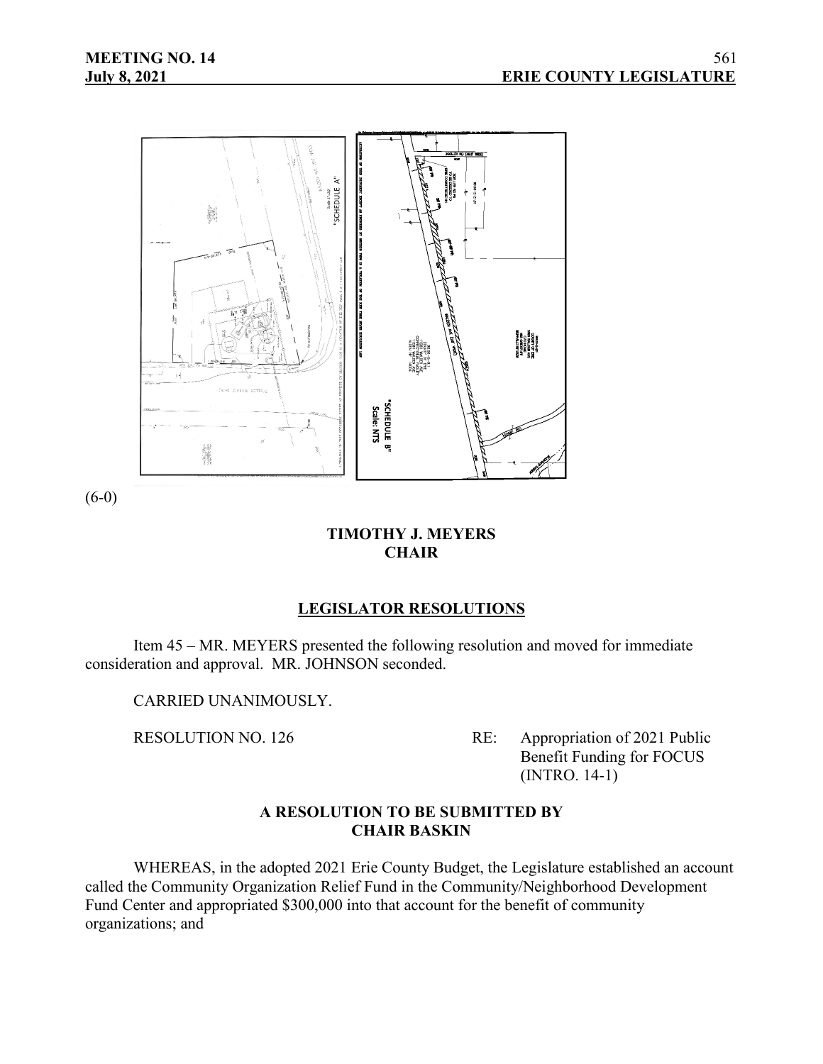(6-0)

**TIMOTHY J. MEYERS**
**CHAIR**

## LEGISLATOR RESOLUTIONS

Item 45 – MR. MEYERS presented the following resolution and moved for immediate consideration and approval. MR. JOHNSON seconded.

CARRIED UNANIMOUSLY.

RESOLUTION NO. 126 RE: Appropriation of 2021 Public Benefit Funding for FOCUS (INTRO. 14-1)

**A RESOLUTION TO BE SUBMITTED BY**
**CHAIR BASKIN**

WHEREAS, in the adopted 2021 Erie County Budget, the Legislature established an account called the Community Organization Relief Fund in the Community/Neighborhood Development Fund Center and appropriated $300,000 into that account for the benefit of community organizations; and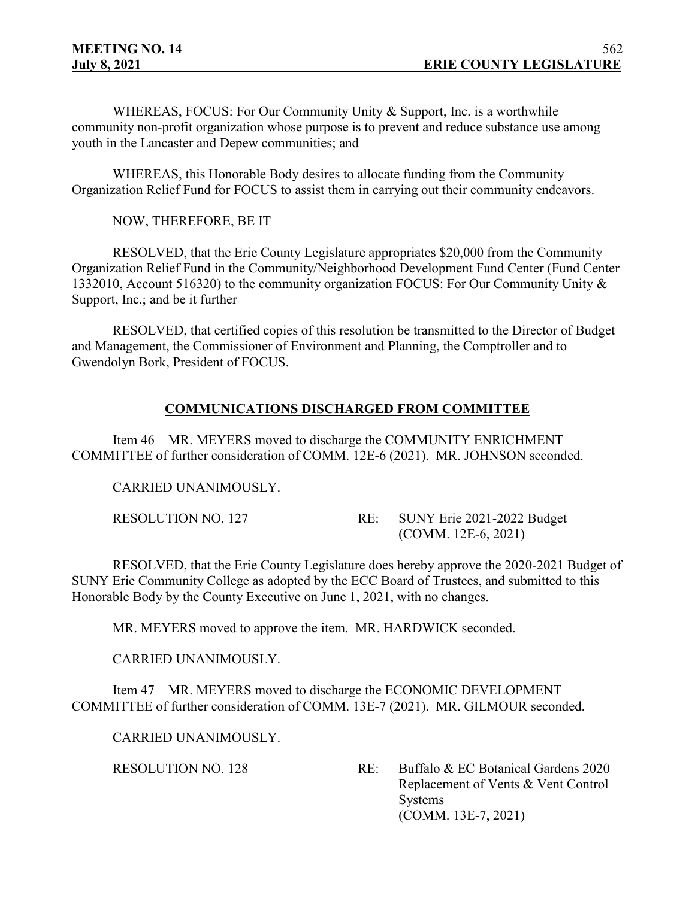WHEREAS, FOCUS: For Our Community Unity & Support, Inc. is a worthwhile community non-profit organization whose purpose is to prevent and reduce substance use among youth in the Lancaster and Depew communities; and

WHEREAS, this Honorable Body desires to allocate funding from the Community Organization Relief Fund for FOCUS to assist them in carrying out their community endeavors.

NOW, THEREFORE, BE IT

RESOLVED, that the Erie County Legislature appropriates $20,000 from the Community Organization Relief Fund in the Community/Neighborhood Development Fund Center (Fund Center 1332010, Account 516320) to the community organization FOCUS: For Our Community Unity & Support, Inc.; and be it further

RESOLVED, that certified copies of this resolution be transmitted to the Director of Budget and Management, the Commissioner of Environment and Planning, the Comptroller and to Gwendolyn Bork, President of FOCUS.

## COMMUNICATIONS DISCHARGED FROM COMMITTEE

Item 46 – MR. MEYERS moved to discharge the COMMUNITY ENRICHMENT COMMITTEE of further consideration of COMM. 12E-6 (2021). MR. JOHNSON seconded.

CARRIED UNANIMOUSLY.

RESOLUTION NO. 127 RE: SUNY Erie 2021-2022 Budget (COMM. 12E-6, 2021)

RESOLVED, that the Erie County Legislature does hereby approve the 2020-2021 Budget of SUNY Erie Community College as adopted by the ECC Board of Trustees, and submitted to this Honorable Body by the County Executive on June 1, 2021, with no changes.

MR. MEYERS moved to approve the item. MR. HARDWICK seconded.

CARRIED UNANIMOUSLY.

Item 47 – MR. MEYERS moved to discharge the ECONOMIC DEVELOPMENT COMMITTEE of further consideration of COMM. 13E-7 (2021). MR. GILMOUR seconded.

CARRIED UNANIMOUSLY.

RESOLUTION NO. 128 RE: Buffalo & EC Botanical Gardens 2020 Replacement of Vents & Vent Control Systems (COMM. 13E-7, 2021)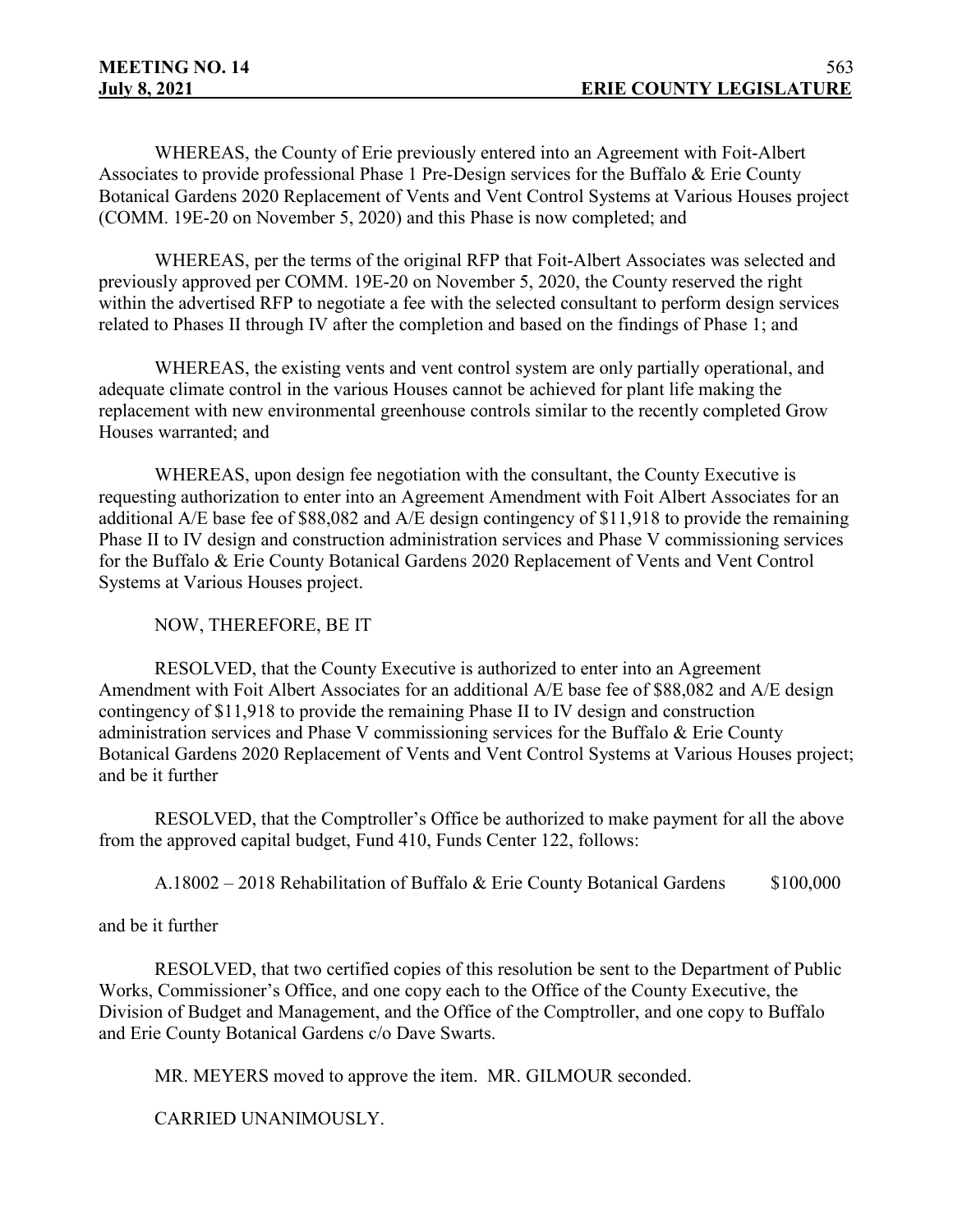WHEREAS, the County of Erie previously entered into an Agreement with Foit-Albert Associates to provide professional Phase 1 Pre-Design services for the Buffalo & Erie County Botanical Gardens 2020 Replacement of Vents and Vent Control Systems at Various Houses project (COMM. 19E-20 on November 5, 2020) and this Phase is now completed; and

WHEREAS, per the terms of the original RFP that Foit-Albert Associates was selected and previously approved per COMM. 19E-20 on November 5, 2020, the County reserved the right within the advertised RFP to negotiate a fee with the selected consultant to perform design services related to Phases II through IV after the completion and based on the findings of Phase 1; and

WHEREAS, the existing vents and vent control system are only partially operational, and adequate climate control in the various Houses cannot be achieved for plant life making the replacement with new environmental greenhouse controls similar to the recently completed Grow Houses warranted; and

WHEREAS, upon design fee negotiation with the consultant, the County Executive is requesting authorization to enter into an Agreement Amendment with Foit Albert Associates for an additional A/E base fee of $88,082 and A/E design contingency of $11,918 to provide the remaining Phase II to IV design and construction administration services and Phase V commissioning services for the Buffalo & Erie County Botanical Gardens 2020 Replacement of Vents and Vent Control Systems at Various Houses project.

NOW, THEREFORE, BE IT

RESOLVED, that the County Executive is authorized to enter into an Agreement Amendment with Foit Albert Associates for an additional A/E base fee of $88,082 and A/E design contingency of $11,918 to provide the remaining Phase II to IV design and construction administration services and Phase V commissioning services for the Buffalo & Erie County Botanical Gardens 2020 Replacement of Vents and Vent Control Systems at Various Houses project; and be it further

RESOLVED, that the Comptroller's Office be authorized to make payment for all the above from the approved capital budget, Fund 410, Funds Center 122, follows:

A.18002 – 2018 Rehabilitation of Buffalo & Erie County Botanical Gardens $100,000

and be it further

RESOLVED, that two certified copies of this resolution be sent to the Department of Public Works, Commissioner's Office, and one copy each to the Office of the County Executive, the Division of Budget and Management, and the Office of the Comptroller, and one copy to Buffalo and Erie County Botanical Gardens c/o Dave Swarts.

MR. MEYERS moved to approve the item. MR. GILMOUR seconded.

CARRIED UNANIMOUSLY.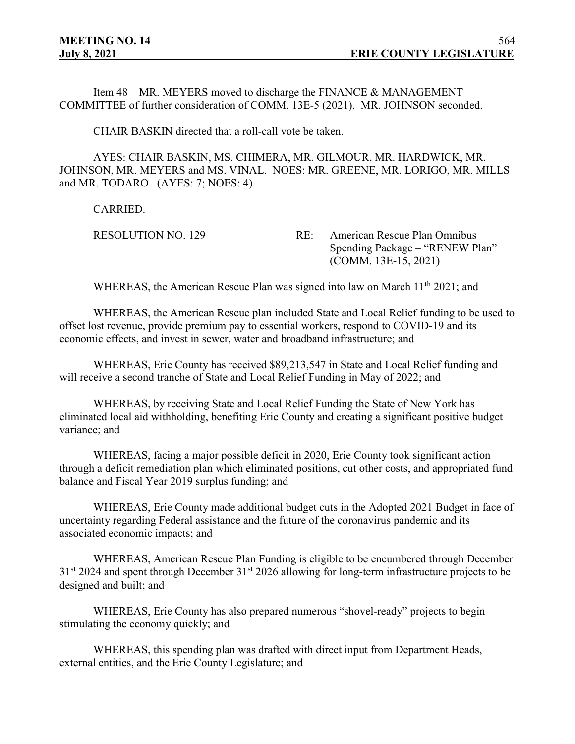Item 48 – MR. MEYERS moved to discharge the FINANCE & MANAGEMENT COMMITTEE of further consideration of COMM. 13E-5 (2021). MR. JOHNSON seconded.

CHAIR BASKIN directed that a roll-call vote be taken.

AYES: CHAIR BASKIN, MS. CHIMERA, MR. GILMOUR, MR. HARDWICK, MR. JOHNSON, MR. MEYERS and MS. VINAL. NOES: MR. GREENE, MR. LORIGO, MR. MILLS and MR. TODARO. (AYES: 7; NOES: 4)

CARRIED.

RESOLUTION NO. 129 RE: American Rescue Plan Omnibus Spending Package – "RENEW Plan" (COMM. 13E-15, 2021)

WHEREAS, the American Rescue Plan was signed into law on March 11th 2021; and

WHEREAS, the American Rescue plan included State and Local Relief funding to be used to offset lost revenue, provide premium pay to essential workers, respond to COVID-19 and its economic effects, and invest in sewer, water and broadband infrastructure; and

WHEREAS, Erie County has received $89,213,547 in State and Local Relief funding and will receive a second tranche of State and Local Relief Funding in May of 2022; and

WHEREAS, by receiving State and Local Relief Funding the State of New York has eliminated local aid withholding, benefiting Erie County and creating a significant positive budget variance; and

WHEREAS, facing a major possible deficit in 2020, Erie County took significant action through a deficit remediation plan which eliminated positions, cut other costs, and appropriated fund balance and Fiscal Year 2019 surplus funding; and

WHEREAS, Erie County made additional budget cuts in the Adopted 2021 Budget in face of uncertainty regarding Federal assistance and the future of the coronavirus pandemic and its associated economic impacts; and

WHEREAS, American Rescue Plan Funding is eligible to be encumbered through December 31st 2024 and spent through December 31st 2026 allowing for long-term infrastructure projects to be designed and built; and

WHEREAS, Erie County has also prepared numerous "shovel-ready" projects to begin stimulating the economy quickly; and

WHEREAS, this spending plan was drafted with direct input from Department Heads, external entities, and the Erie County Legislature; and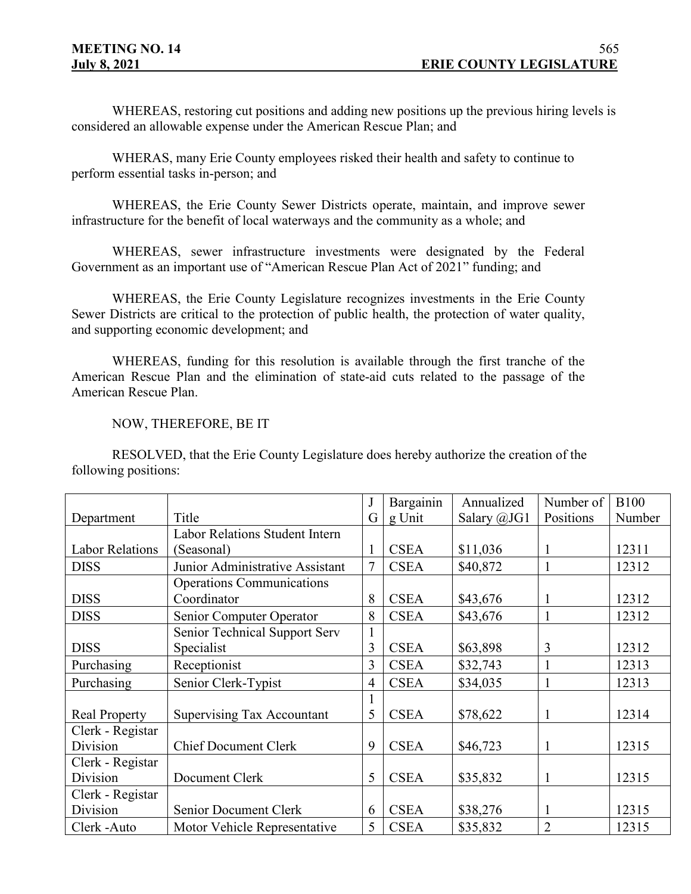WHEREAS, restoring cut positions and adding new positions up the previous hiring levels is considered an allowable expense under the American Rescue Plan; and

WHERAS, many Erie County employees risked their health and safety to continue to perform essential tasks in-person; and

WHEREAS, the Erie County Sewer Districts operate, maintain, and improve sewer infrastructure for the benefit of local waterways and the community as a whole; and

WHEREAS, sewer infrastructure investments were designated by the Federal Government as an important use of "American Rescue Plan Act of 2021" funding; and

WHEREAS, the Erie County Legislature recognizes investments in the Erie County Sewer Districts are critical to the protection of public health, the protection of water quality, and supporting economic development; and

WHEREAS, funding for this resolution is available through the first tranche of the American Rescue Plan and the elimination of state-aid cuts related to the passage of the American Rescue Plan.

NOW, THEREFORE, BE IT

RESOLVED, that the Erie County Legislature does hereby authorize the creation of the following positions:

| Department | Title | JG | Bargaining Unit | Annualized Salary @JG1 | Number of Positions | B100 Number |
|---|---|---|---|---|---|---|
| Labor Relations | Labor Relations Student Intern (Seasonal) | 1 | CSEA | $11,036 | 1 | 12311 |
| DISS | Junior Administrative Assistant | 7 | CSEA | $40,872 | 1 | 12312 |
| DISS | Operations Communications Coordinator | 8 | CSEA | $43,676 | 1 | 12312 |
| DISS | Senior Computer Operator | 8 | CSEA | $43,676 | 1 | 12312 |
| DISS | Senior Technical Support Serv Specialist | 13 | CSEA | $63,898 | 3 | 12312 |
| Purchasing | Receptionist | 3 | CSEA | $32,743 | 1 | 12313 |
| Purchasing | Senior Clerk-Typist | 4 | CSEA | $34,035 | 1 | 12313 |
| Real Property | Supervising Tax Accountant | 15 | CSEA | $78,622 | 1 | 12314 |
| Clerk - Registar Division | Chief Document Clerk | 9 | CSEA | $46,723 | 1 | 12315 |
| Clerk - Registar Division | Document Clerk | 5 | CSEA | $35,832 | 1 | 12315 |
| Clerk - Registar Division | Senior Document Clerk | 6 | CSEA | $38,276 | 1 | 12315 |
| Clerk -Auto | Motor Vehicle Representative | 5 | CSEA | $35,832 | 2 | 12315 |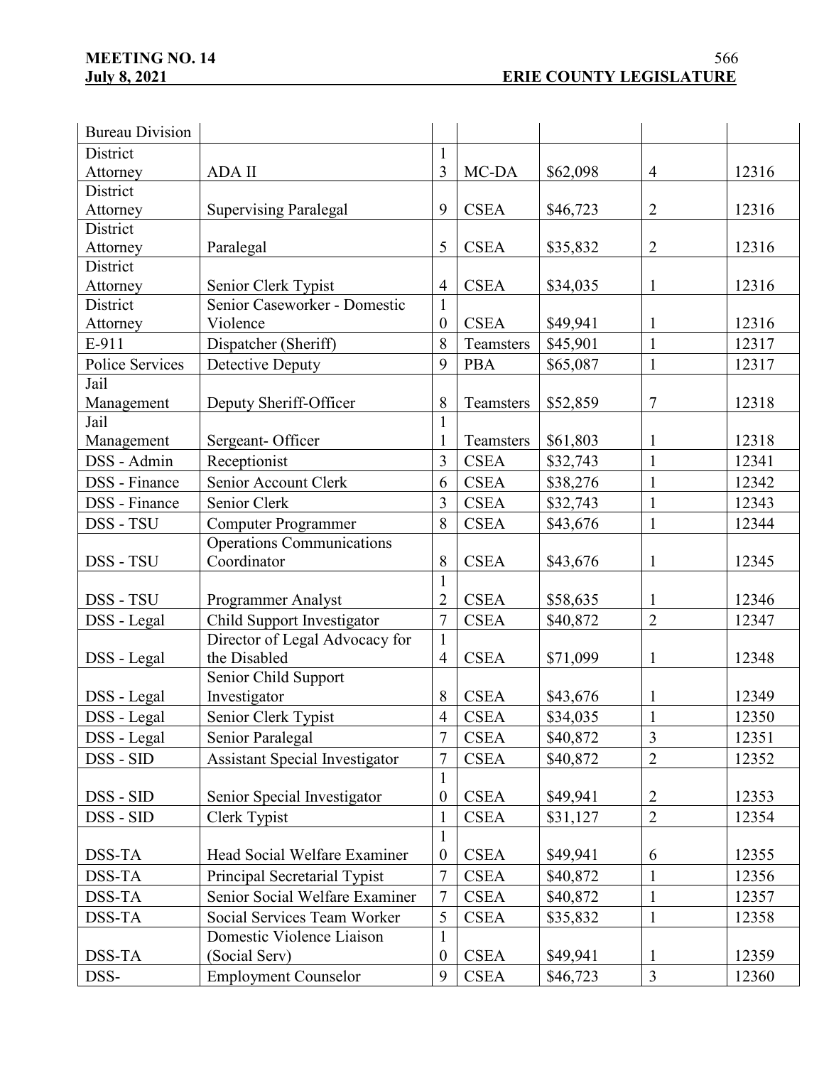| Bureau Division | | | | | | |
|---|---|---|---|---|---|---|
| District Attorney | ADA II | 13 | MC-DA | $62,098 | 4 | 12316 |
| District Attorney | Supervising Paralegal | 9 | CSEA | $46,723 | 2 | 12316 |
| District Attorney | Paralegal | 5 | CSEA | $35,832 | 2 | 12316 |
| District Attorney | Senior Clerk Typist | 4 | CSEA | $34,035 | 1 | 12316 |
| District Attorney | Senior Caseworker - Domestic Violence | 10 | CSEA | $49,941 | 1 | 12316 |
| E-911 | Dispatcher (Sheriff) | 8 | Teamsters | $45,901 | 1 | 12317 |
| Police Services | Detective Deputy | 9 | PBA | $65,087 | 1 | 12317 |
| Jail Management | Deputy Sheriff-Officer | 8 | Teamsters | $52,859 | 7 | 12318 |
| Jail Management | Sergeant- Officer | 11 | Teamsters | $61,803 | 1 | 12318 |
| DSS - Admin | Receptionist | 3 | CSEA | $32,743 | 1 | 12341 |
| DSS - Finance | Senior Account Clerk | 6 | CSEA | $38,276 | 1 | 12342 |
| DSS - Finance | Senior Clerk | 3 | CSEA | $32,743 | 1 | 12343 |
| DSS - TSU | Computer Programmer | 8 | CSEA | $43,676 | 1 | 12344 |
| DSS - TSU | Operations Communications Coordinator | 8 | CSEA | $43,676 | 1 | 12345 |
| DSS - TSU | Programmer Analyst | 12 | CSEA | $58,635 | 1 | 12346 |
| DSS - Legal | Child Support Investigator | 7 | CSEA | $40,872 | 2 | 12347 |
| DSS - Legal | Director of Legal Advocacy for the Disabled | 14 | CSEA | $71,099 | 1 | 12348 |
| DSS - Legal | Senior Child Support Investigator | 8 | CSEA | $43,676 | 1 | 12349 |
| DSS - Legal | Senior Clerk Typist | 4 | CSEA | $34,035 | 1 | 12350 |
| DSS - Legal | Senior Paralegal | 7 | CSEA | $40,872 | 3 | 12351 |
| DSS - SID | Assistant Special Investigator | 7 | CSEA | $40,872 | 2 | 12352 |
| DSS - SID | Senior Special Investigator | 10 | CSEA | $49,941 | 2 | 12353 |
| DSS - SID | Clerk Typist | 1 | CSEA | $31,127 | 2 | 12354 |
| DSS-TA | Head Social Welfare Examiner | 10 | CSEA | $49,941 | 6 | 12355 |
| DSS-TA | Principal Secretarial Typist | 7 | CSEA | $40,872 | 1 | 12356 |
| DSS-TA | Senior Social Welfare Examiner | 7 | CSEA | $40,872 | 1 | 12357 |
| DSS-TA | Social Services Team Worker | 5 | CSEA | $35,832 | 1 | 12358 |
| DSS-TA | Domestic Violence Liaison (Social Serv) | 10 | CSEA | $49,941 | 1 | 12359 |
| DSS- | Employment Counselor | 9 | CSEA | $46,723 | 3 | 12360 |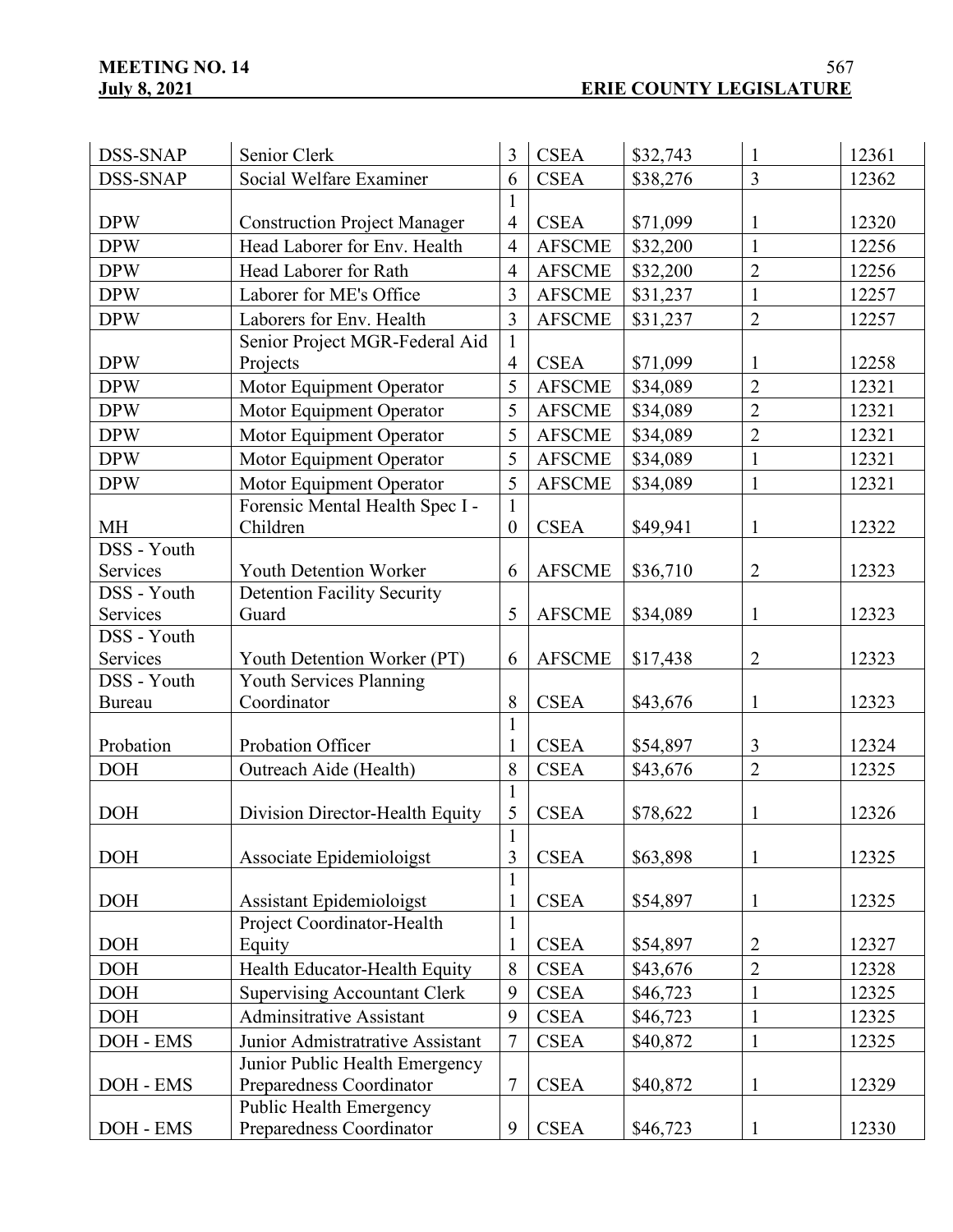| DSS-SNAP | Senior Clerk | 3 | CSEA | $32,743 | 1 | 12361 |
|---|---|---|---|---|---|---|
| DSS-SNAP | Social Welfare Examiner | 6 | CSEA | $38,276 | 3 | 12362 |
| DPW | Construction Project Manager | 14 | CSEA | $71,099 | 1 | 12320 |
| DPW | Head Laborer for Env. Health | 4 | AFSCME | $32,200 | 1 | 12256 |
| DPW | Head Laborer for Rath | 4 | AFSCME | $32,200 | 2 | 12256 |
| DPW | Laborer for ME's Office | 3 | AFSCME | $31,237 | 1 | 12257 |
| DPW | Laborers for Env. Health | 3 | AFSCME | $31,237 | 2 | 12257 |
| DPW | Senior Project MGR-Federal Aid Projects | 14 | CSEA | $71,099 | 1 | 12258 |
| DPW | Motor Equipment Operator | 5 | AFSCME | $34,089 | 2 | 12321 |
| DPW | Motor Equipment Operator | 5 | AFSCME | $34,089 | 2 | 12321 |
| DPW | Motor Equipment Operator | 5 | AFSCME | $34,089 | 2 | 12321 |
| DPW | Motor Equipment Operator | 5 | AFSCME | $34,089 | 1 | 12321 |
| DPW | Motor Equipment Operator | 5 | AFSCME | $34,089 | 1 | 12321 |
| MH | Forensic Mental Health Spec I - Children | 10 | CSEA | $49,941 | 1 | 12322 |
| DSS - Youth Services | Youth Detention Worker | 6 | AFSCME | $36,710 | 2 | 12323 |
| DSS - Youth Services | Detention Facility Security Guard | 5 | AFSCME | $34,089 | 1 | 12323 |
| DSS - Youth Services | Youth Detention Worker (PT) | 6 | AFSCME | $17,438 | 2 | 12323 |
| DSS - Youth Bureau | Youth Services Planning Coordinator | 8 | CSEA | $43,676 | 1 | 12323 |
| Probation | Probation Officer | 11 | CSEA | $54,897 | 3 | 12324 |
| DOH | Outreach Aide (Health) | 8 | CSEA | $43,676 | 2 | 12325 |
| DOH | Division Director-Health Equity | 15 | CSEA | $78,622 | 1 | 12326 |
| DOH | Associate Epidemioloigst | 13 | CSEA | $63,898 | 1 | 12325 |
| DOH | Assistant Epidemioloigst | 11 | CSEA | $54,897 | 1 | 12325 |
| DOH | Project Coordinator-Health Equity | 11 | CSEA | $54,897 | 2 | 12327 |
| DOH | Health Educator-Health Equity | 8 | CSEA | $43,676 | 2 | 12328 |
| DOH | Supervising Accountant Clerk | 9 | CSEA | $46,723 | 1 | 12325 |
| DOH | Adminsitrative Assistant | 9 | CSEA | $46,723 | 1 | 12325 |
| DOH - EMS | Junior Admistratrative Assistant | 7 | CSEA | $40,872 | 1 | 12325 |
| DOH - EMS | Junior Public Health Emergency Preparedness Coordinator | 7 | CSEA | $40,872 | 1 | 12329 |
| DOH - EMS | Public Health Emergency Preparedness Coordinator | 9 | CSEA | $46,723 | 1 | 12330 |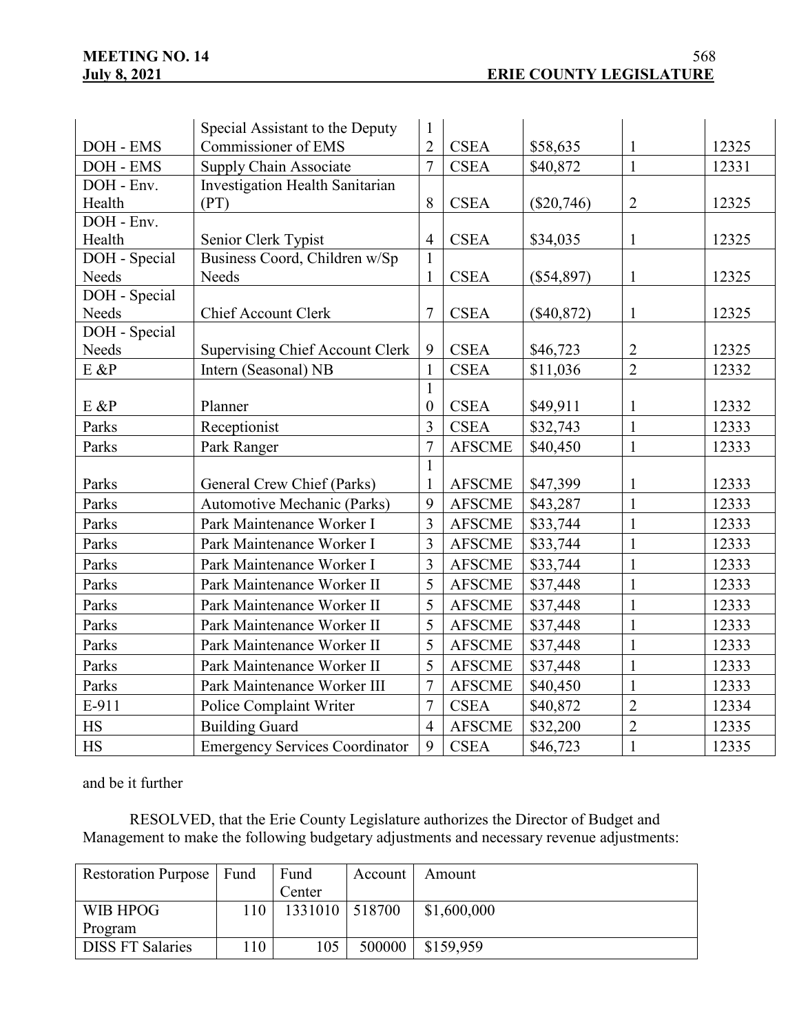| | | | | | | |
|---|---|---|---|---|---|---|
| DOH - EMS | Special Assistant to the Deputy Commissioner of EMS | 12 | CSEA | $58,635 | 1 | 12325 |
| DOH - EMS | Supply Chain Associate | 7 | CSEA | $40,872 | 1 | 12331 |
| DOH - Env. Health | Investigation Health Sanitarian (PT) | 8 | CSEA | ($20,746) | 2 | 12325 |
| DOH - Env. Health | Senior Clerk Typist | 4 | CSEA | $34,035 | 1 | 12325 |
| DOH - Special Needs | Business Coord, Children w/Sp Needs | 11 | CSEA | ($54,897) | 1 | 12325 |
| DOH - Special Needs | Chief Account Clerk | 7 | CSEA | ($40,872) | 1 | 12325 |
| DOH - Special Needs | Supervising Chief Account Clerk | 9 | CSEA | $46,723 | 2 | 12325 |
| E &P | Intern (Seasonal) NB | 1 | CSEA | $11,036 | 2 | 12332 |
| E &P | Planner | 10 | CSEA | $49,911 | 1 | 12332 |
| Parks | Receptionist | 3 | CSEA | $32,743 | 1 | 12333 |
| Parks | Park Ranger | 7 | AFSCME | $40,450 | 1 | 12333 |
| Parks | General Crew Chief (Parks) | 11 | AFSCME | $47,399 | 1 | 12333 |
| Parks | Automotive Mechanic (Parks) | 9 | AFSCME | $43,287 | 1 | 12333 |
| Parks | Park Maintenance Worker I | 3 | AFSCME | $33,744 | 1 | 12333 |
| Parks | Park Maintenance Worker I | 3 | AFSCME | $33,744 | 1 | 12333 |
| Parks | Park Maintenance Worker I | 3 | AFSCME | $33,744 | 1 | 12333 |
| Parks | Park Maintenance Worker II | 5 | AFSCME | $37,448 | 1 | 12333 |
| Parks | Park Maintenance Worker II | 5 | AFSCME | $37,448 | 1 | 12333 |
| Parks | Park Maintenance Worker II | 5 | AFSCME | $37,448 | 1 | 12333 |
| Parks | Park Maintenance Worker II | 5 | AFSCME | $37,448 | 1 | 12333 |
| Parks | Park Maintenance Worker II | 5 | AFSCME | $37,448 | 1 | 12333 |
| Parks | Park Maintenance Worker III | 7 | AFSCME | $40,450 | 1 | 12333 |
| E-911 | Police Complaint Writer | 7 | CSEA | $40,872 | 2 | 12334 |
| HS | Building Guard | 4 | AFSCME | $32,200 | 2 | 12335 |
| HS | Emergency Services Coordinator | 9 | CSEA | $46,723 | 1 | 12335 |

and be it further

RESOLVED, that the Erie County Legislature authorizes the Director of Budget and Management to make the following budgetary adjustments and necessary revenue adjustments:

| Restoration Purpose | Fund | Fund Center | Account | Amount |
|---|---|---|---|---|
| WIB HPOG Program | 110 | 1331010 | 518700 | $1,600,000 |
| DISS FT Salaries | 110 | 105 | 500000 | $159,959 |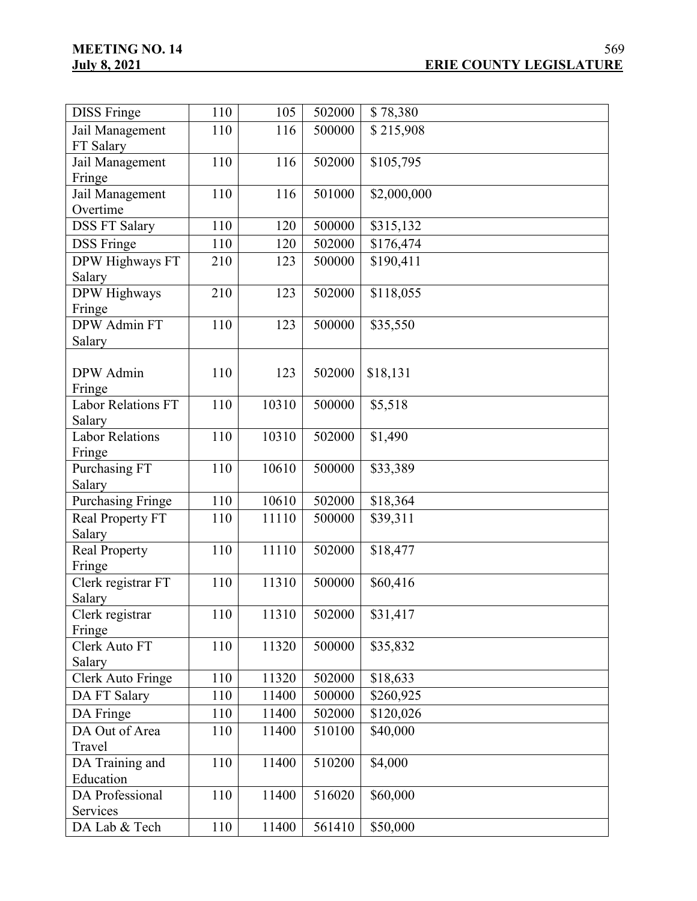| DISS Fringe | 110 | 105 | 502000 | $ 78,380 |
|---|---|---|---|---|
| Jail Management FT Salary | 110 | 116 | 500000 | $ 215,908 |
| Jail Management Fringe | 110 | 116 | 502000 | $105,795 |
| Jail Management Overtime | 110 | 116 | 501000 | $2,000,000 |
| DSS FT Salary | 110 | 120 | 500000 | $315,132 |
| DSS Fringe | 110 | 120 | 502000 | $176,474 |
| DPW Highways FT Salary | 210 | 123 | 500000 | $190,411 |
| DPW Highways Fringe | 210 | 123 | 502000 | $118,055 |
| DPW Admin FT Salary | 110 | 123 | 500000 | $35,550 |
| DPW Admin Fringe | 110 | 123 | 502000 | $18,131 |
| Labor Relations FT Salary | 110 | 10310 | 500000 | $5,518 |
| Labor Relations Fringe | 110 | 10310 | 502000 | $1,490 |
| Purchasing FT Salary | 110 | 10610 | 500000 | $33,389 |
| Purchasing Fringe | 110 | 10610 | 502000 | $18,364 |
| Real Property FT Salary | 110 | 11110 | 500000 | $39,311 |
| Real Property Fringe | 110 | 11110 | 502000 | $18,477 |
| Clerk registrar FT Salary | 110 | 11310 | 500000 | $60,416 |
| Clerk registrar Fringe | 110 | 11310 | 502000 | $31,417 |
| Clerk Auto FT Salary | 110 | 11320 | 500000 | $35,832 |
| Clerk Auto Fringe | 110 | 11320 | 502000 | $18,633 |
| DA FT Salary | 110 | 11400 | 500000 | $260,925 |
| DA Fringe | 110 | 11400 | 502000 | $120,026 |
| DA Out of Area Travel | 110 | 11400 | 510100 | $40,000 |
| DA Training and Education | 110 | 11400 | 510200 | $4,000 |
| DA Professional Services | 110 | 11400 | 516020 | $60,000 |
| DA Lab & Tech | 110 | 11400 | 561410 | $50,000 |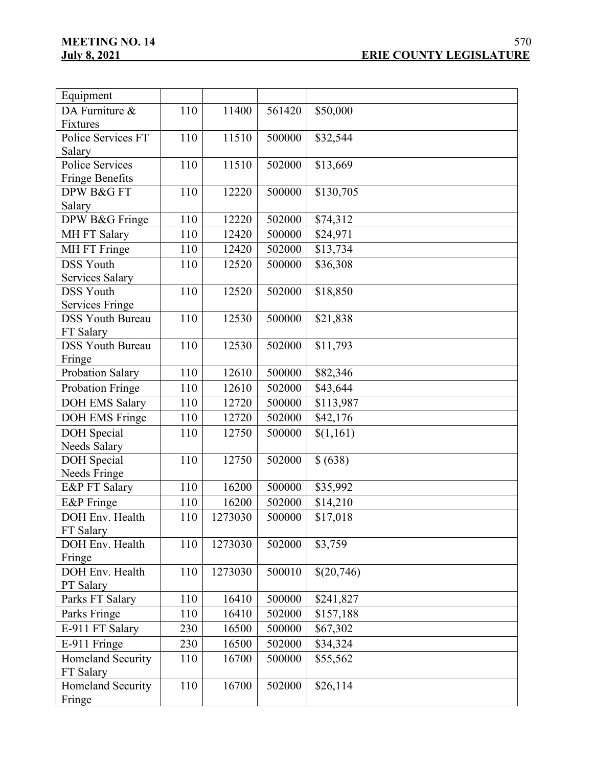| Equipment | | | | |
|---|---|---|---|---|
| DA Furniture & Fixtures | 110 | 11400 | 561420 | $50,000 |
| Police Services FT Salary | 110 | 11510 | 500000 | $32,544 |
| Police Services Fringe Benefits | 110 | 11510 | 502000 | $13,669 |
| DPW B&G FT Salary | 110 | 12220 | 500000 | $130,705 |
| DPW B&G Fringe | 110 | 12220 | 502000 | $74,312 |
| MH FT Salary | 110 | 12420 | 500000 | $24,971 |
| MH FT Fringe | 110 | 12420 | 502000 | $13,734 |
| DSS Youth Services Salary | 110 | 12520 | 500000 | $36,308 |
| DSS Youth Services Fringe | 110 | 12520 | 502000 | $18,850 |
| DSS Youth Bureau FT Salary | 110 | 12530 | 500000 | $21,838 |
| DSS Youth Bureau Fringe | 110 | 12530 | 502000 | $11,793 |
| Probation Salary | 110 | 12610 | 500000 | $82,346 |
| Probation Fringe | 110 | 12610 | 502000 | $43,644 |
| DOH EMS Salary | 110 | 12720 | 500000 | $113,987 |
| DOH EMS Fringe | 110 | 12720 | 502000 | $42,176 |
| DOH Special Needs Salary | 110 | 12750 | 500000 | $(1,161) |
| DOH Special Needs Fringe | 110 | 12750 | 502000 | $ (638) |
| E&P FT Salary | 110 | 16200 | 500000 | $35,992 |
| E&P Fringe | 110 | 16200 | 502000 | $14,210 |
| DOH Env. Health FT Salary | 110 | 1273030 | 500000 | $17,018 |
| DOH Env. Health Fringe | 110 | 1273030 | 502000 | $3,759 |
| DOH Env. Health PT Salary | 110 | 1273030 | 500010 | $(20,746) |
| Parks FT Salary | 110 | 16410 | 500000 | $241,827 |
| Parks Fringe | 110 | 16410 | 502000 | $157,188 |
| E-911 FT Salary | 230 | 16500 | 500000 | $67,302 |
| E-911 Fringe | 230 | 16500 | 502000 | $34,324 |
| Homeland Security FT Salary | 110 | 16700 | 500000 | $55,562 |
| Homeland Security Fringe | 110 | 16700 | 502000 | $26,114 |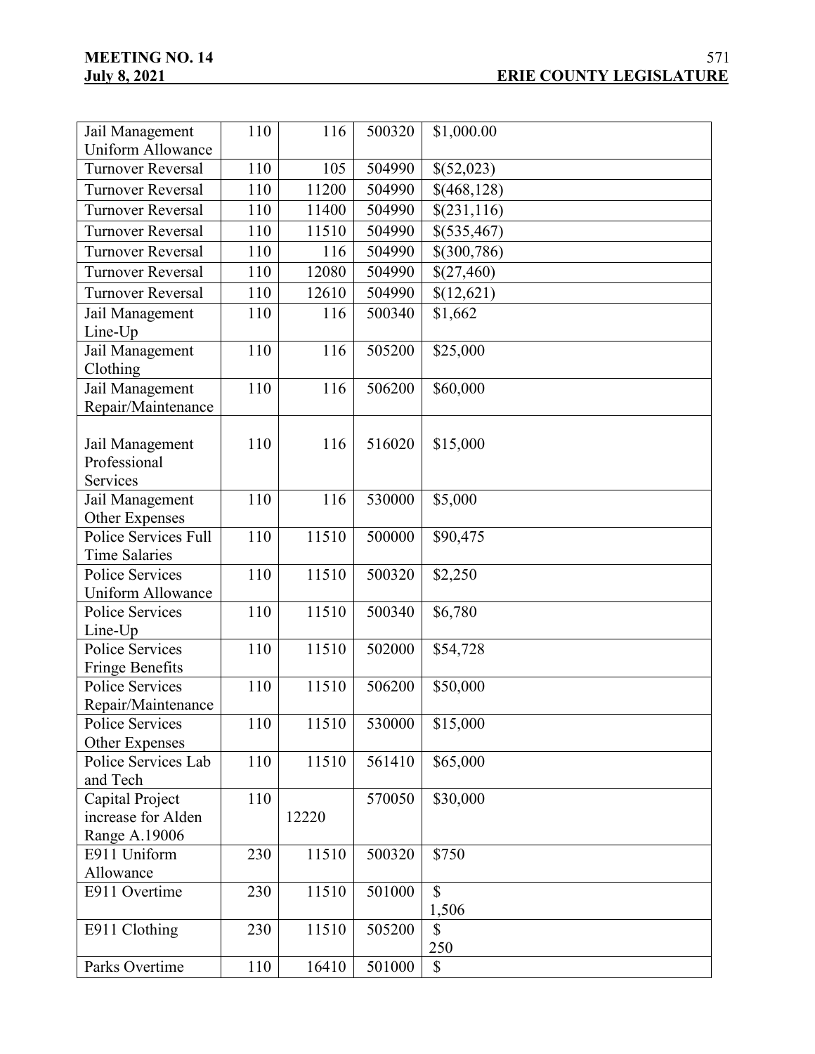| | | | | |
|---|---|---|---|---|
| Jail Management Uniform Allowance | 110 | 116 | 500320 | $1,000.00 |
| Turnover Reversal | 110 | 105 | 504990 | $(52,023) |
| Turnover Reversal | 110 | 11200 | 504990 | $(468,128) |
| Turnover Reversal | 110 | 11400 | 504990 | $(231,116) |
| Turnover Reversal | 110 | 11510 | 504990 | $(535,467) |
| Turnover Reversal | 110 | 116 | 504990 | $(300,786) |
| Turnover Reversal | 110 | 12080 | 504990 | $(27,460) |
| Turnover Reversal | 110 | 12610 | 504990 | $(12,621) |
| Jail Management Line-Up | 110 | 116 | 500340 | $1,662 |
| Jail Management Clothing | 110 | 116 | 505200 | $25,000 |
| Jail Management Repair/Maintenance | 110 | 116 | 506200 | $60,000 |
| Jail Management Professional Services | 110 | 116 | 516020 | $15,000 |
| Jail Management Other Expenses | 110 | 116 | 530000 | $5,000 |
| Police Services Full Time Salaries | 110 | 11510 | 500000 | $90,475 |
| Police Services Uniform Allowance | 110 | 11510 | 500320 | $2,250 |
| Police Services Line-Up | 110 | 11510 | 500340 | $6,780 |
| Police Services Fringe Benefits | 110 | 11510 | 502000 | $54,728 |
| Police Services Repair/Maintenance | 110 | 11510 | 506200 | $50,000 |
| Police Services Other Expenses | 110 | 11510 | 530000 | $15,000 |
| Police Services Lab and Tech | 110 | 11510 | 561410 | $65,000 |
| Capital Project increase for Alden Range A.19006 | 110 | 12220 | 570050 | $30,000 |
| E911 Uniform Allowance | 230 | 11510 | 500320 | $750 |
| E911 Overtime | 230 | 11510 | 501000 | $ 1,506 |
| E911 Clothing | 230 | 11510 | 505200 | $ 250 |
| Parks Overtime | 110 | 16410 | 501000 | $ |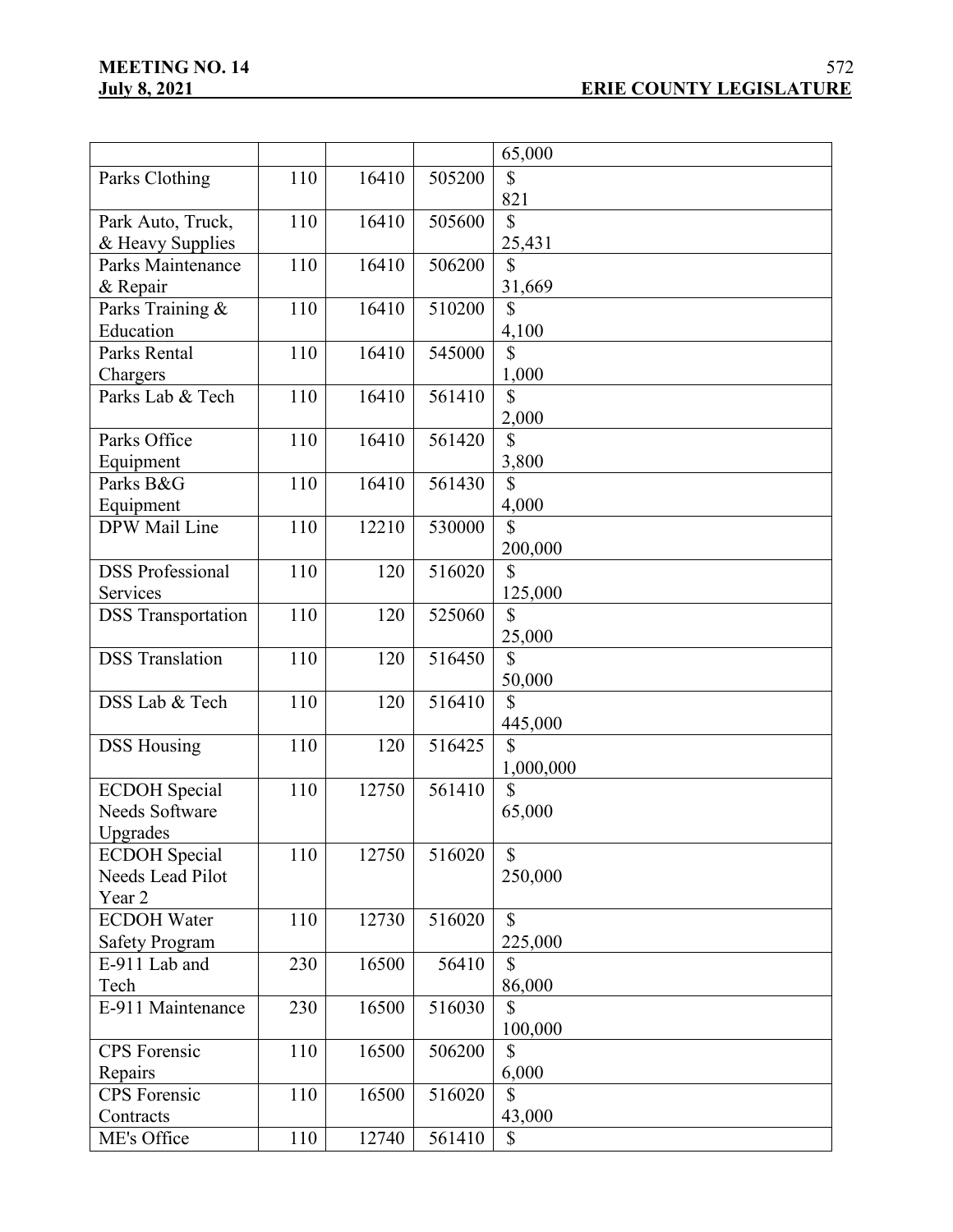| | | | | |
|---|---|---|---|---|
| | | | | 65,000 |
| Parks Clothing | 110 | 16410 | 505200 | $ 821 |
| Park Auto, Truck, & Heavy Supplies | 110 | 16410 | 505600 | $ 25,431 |
| Parks Maintenance & Repair | 110 | 16410 | 506200 | $ 31,669 |
| Parks Training & Education | 110 | 16410 | 510200 | $ 4,100 |
| Parks Rental Chargers | 110 | 16410 | 545000 | $ 1,000 |
| Parks Lab & Tech | 110 | 16410 | 561410 | $ 2,000 |
| Parks Office Equipment | 110 | 16410 | 561420 | $ 3,800 |
| Parks B&G Equipment | 110 | 16410 | 561430 | $ 4,000 |
| DPW Mail Line | 110 | 12210 | 530000 | $ 200,000 |
| DSS Professional Services | 110 | 120 | 516020 | $ 125,000 |
| DSS Transportation | 110 | 120 | 525060 | $ 25,000 |
| DSS Translation | 110 | 120 | 516450 | $ 50,000 |
| DSS Lab & Tech | 110 | 120 | 516410 | $ 445,000 |
| DSS Housing | 110 | 120 | 516425 | $ 1,000,000 |
| ECDOH Special Needs Software Upgrades | 110 | 12750 | 561410 | $ 65,000 |
| ECDOH Special Needs Lead Pilot Year 2 | 110 | 12750 | 516020 | $ 250,000 |
| ECDOH Water Safety Program | 110 | 12730 | 516020 | $ 225,000 |
| E-911 Lab and Tech | 230 | 16500 | 56410 | $ 86,000 |
| E-911 Maintenance | 230 | 16500 | 516030 | $ 100,000 |
| CPS Forensic Repairs | 110 | 16500 | 506200 | $ 6,000 |
| CPS Forensic Contracts | 110 | 16500 | 516020 | $ 43,000 |
| ME's Office | 110 | 12740 | 561410 | $ |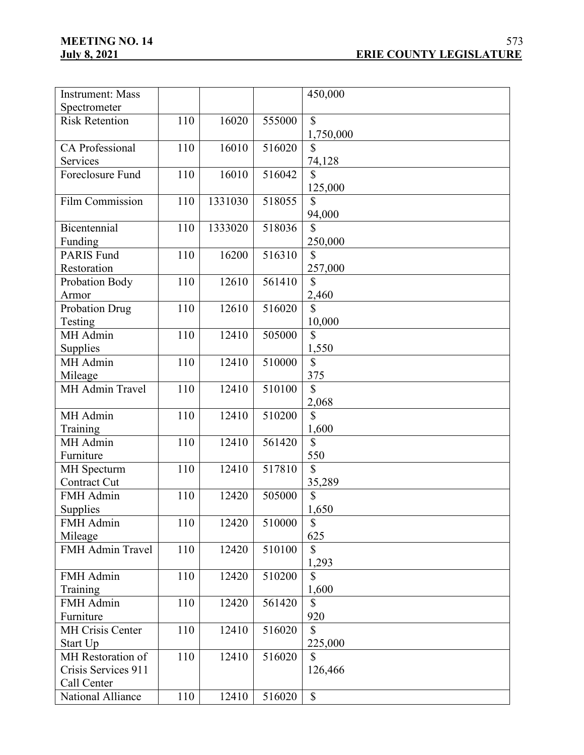| Instrument: Mass Spectrometer | | | | 450,000 |
|---|---|---|---|---|
| Risk Retention | 110 | 16020 | 555000 | $ 1,750,000 |
| CA Professional Services | 110 | 16010 | 516020 | $ 74,128 |
| Foreclosure Fund | 110 | 16010 | 516042 | $ 125,000 |
| Film Commission | 110 | 1331030 | 518055 | $ 94,000 |
| Bicentennial Funding | 110 | 1333020 | 518036 | $ 250,000 |
| PARIS Fund Restoration | 110 | 16200 | 516310 | $ 257,000 |
| Probation Body Armor | 110 | 12610 | 561410 | $ 2,460 |
| Probation Drug Testing | 110 | 12610 | 516020 | $ 10,000 |
| MH Admin Supplies | 110 | 12410 | 505000 | $ 1,550 |
| MH Admin Mileage | 110 | 12410 | 510000 | $ 375 |
| MH Admin Travel | 110 | 12410 | 510100 | $ 2,068 |
| MH Admin Training | 110 | 12410 | 510200 | $ 1,600 |
| MH Admin Furniture | 110 | 12410 | 561420 | $ 550 |
| MH Specturm Contract Cut | 110 | 12410 | 517810 | $ 35,289 |
| FMH Admin Supplies | 110 | 12420 | 505000 | $ 1,650 |
| FMH Admin Mileage | 110 | 12420 | 510000 | $ 625 |
| FMH Admin Travel | 110 | 12420 | 510100 | $ 1,293 |
| FMH Admin Training | 110 | 12420 | 510200 | $ 1,600 |
| FMH Admin Furniture | 110 | 12420 | 561420 | $ 920 |
| MH Crisis Center Start Up | 110 | 12410 | 516020 | $ 225,000 |
| MH Restoration of Crisis Services 911 Call Center | 110 | 12410 | 516020 | $ 126,466 |
| National Alliance | 110 | 12410 | 516020 | $ |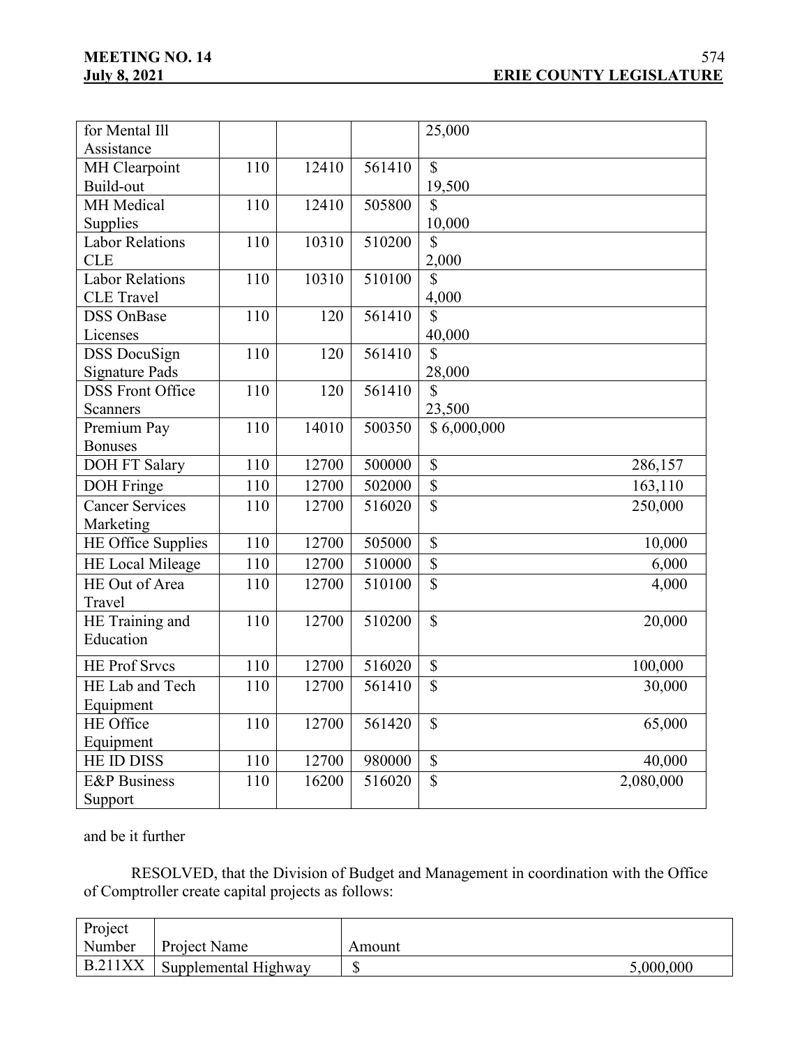| | | | | |
|---|---|---|---|---|
| for Mental Ill Assistance | | | | 25,000 |
| MH Clearpoint Build-out | 110 | 12410 | 561410 | $ 19,500 |
| MH Medical Supplies | 110 | 12410 | 505800 | $ 10,000 |
| Labor Relations CLE | 110 | 10310 | 510200 | $ 2,000 |
| Labor Relations CLE Travel | 110 | 10310 | 510100 | $ 4,000 |
| DSS OnBase Licenses | 110 | 120 | 561410 | $ 40,000 |
| DSS DocuSign Signature Pads | 110 | 120 | 561410 | $ 28,000 |
| DSS Front Office Scanners | 110 | 120 | 561410 | $ 23,500 |
| Premium Pay Bonuses | 110 | 14010 | 500350 | $ 6,000,000 |
| DOH FT Salary | 110 | 12700 | 500000 | $ 286,157 |
| DOH Fringe | 110 | 12700 | 502000 | $ 163,110 |
| Cancer Services Marketing | 110 | 12700 | 516020 | $ 250,000 |
| HE Office Supplies | 110 | 12700 | 505000 | $ 10,000 |
| HE Local Mileage | 110 | 12700 | 510000 | $ 6,000 |
| HE Out of Area Travel | 110 | 12700 | 510100 | $ 4,000 |
| HE Training and Education | 110 | 12700 | 510200 | $ 20,000 |
| HE Prof Srvcs | 110 | 12700 | 516020 | $ 100,000 |
| HE Lab and Tech Equipment | 110 | 12700 | 561410 | $ 30,000 |
| HE Office Equipment | 110 | 12700 | 561420 | $ 65,000 |
| HE ID DISS | 110 | 12700 | 980000 | $ 40,000 |
| E&P Business Support | 110 | 16200 | 516020 | $ 2,080,000 |

and be it further

RESOLVED, that the Division of Budget and Management in coordination with the Office of Comptroller create capital projects as follows:

| Project Number | Project Name | Amount |
|---|---|---|
| B.211XX | Supplemental Highway | $ 5,000,000 |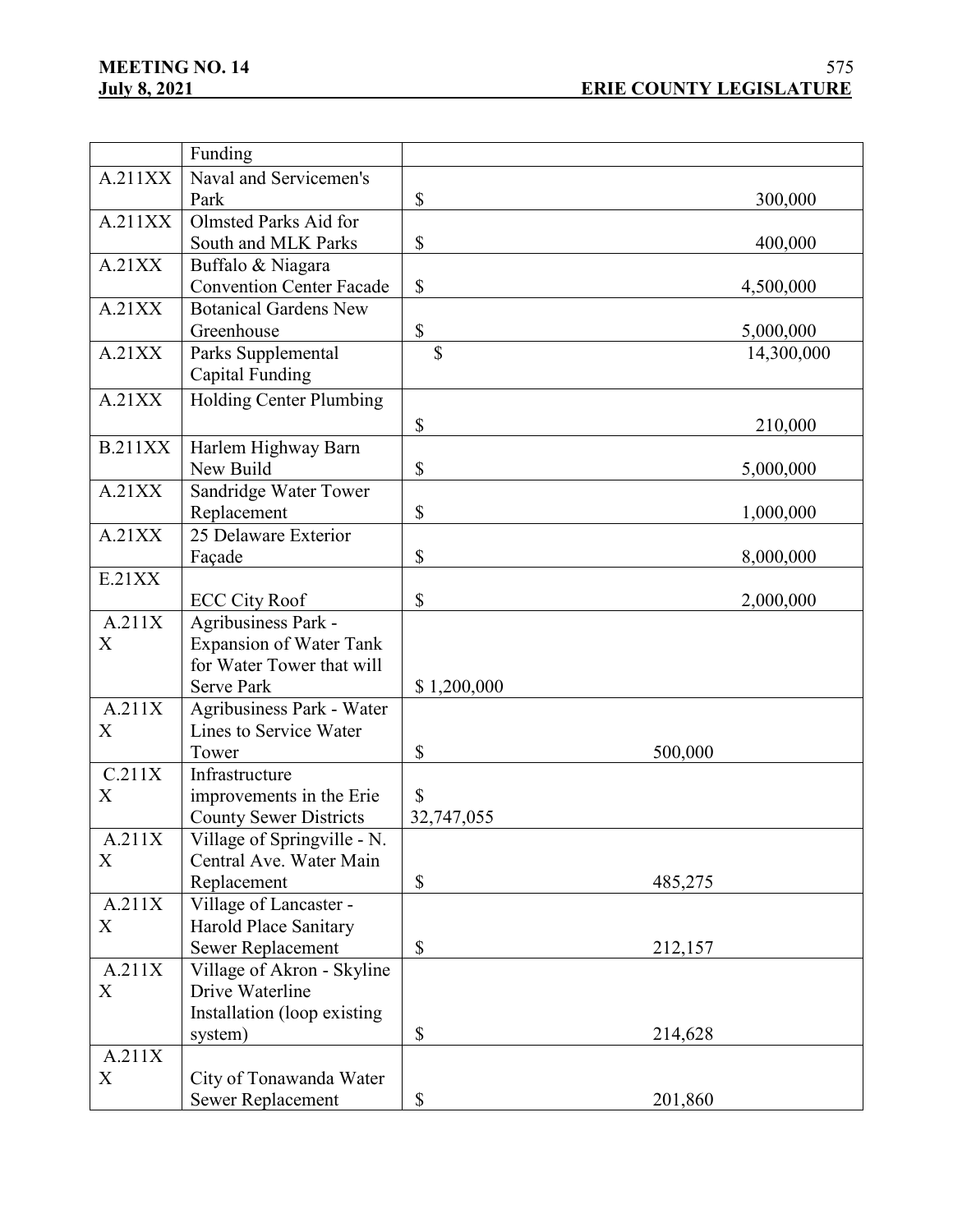| | Funding | |
|---|---|---|
| A.211XX | Naval and Servicemen's Park | $ 300,000 |
| A.211XX | Olmsted Parks Aid for South and MLK Parks | $ 400,000 |
| A.21XX | Buffalo & Niagara Convention Center Facade | $ 4,500,000 |
| A.21XX | Botanical Gardens New Greenhouse | $ 5,000,000 |
| A.21XX | Parks Supplemental Capital Funding | $ 14,300,000 |
| A.21XX | Holding Center Plumbing | $ 210,000 |
| B.211XX | Harlem Highway Barn New Build | $ 5,000,000 |
| A.21XX | Sandridge Water Tower Replacement | $ 1,000,000 |
| A.21XX | 25 Delaware Exterior Façade | $ 8,000,000 |
| E.21XX | ECC City Roof | $ 2,000,000 |
| A.211XX | Agribusiness Park - Expansion of Water Tank for Water Tower that will Serve Park | $ 1,200,000 |
| A.211XX | Agribusiness Park - Water Lines to Service Water Tower | $ 500,000 |
| C.211XX | Infrastructure improvements in the Erie County Sewer Districts | $ 32,747,055 |
| A.211XX | Village of Springville - N. Central Ave. Water Main Replacement | $ 485,275 |
| A.211XX | Village of Lancaster - Harold Place Sanitary Sewer Replacement | $ 212,157 |
| A.211XX | Village of Akron - Skyline Drive Waterline Installation (loop existing system) | $ 214,628 |
| A.211XX | City of Tonawanda Water Sewer Replacement | $ 201,860 |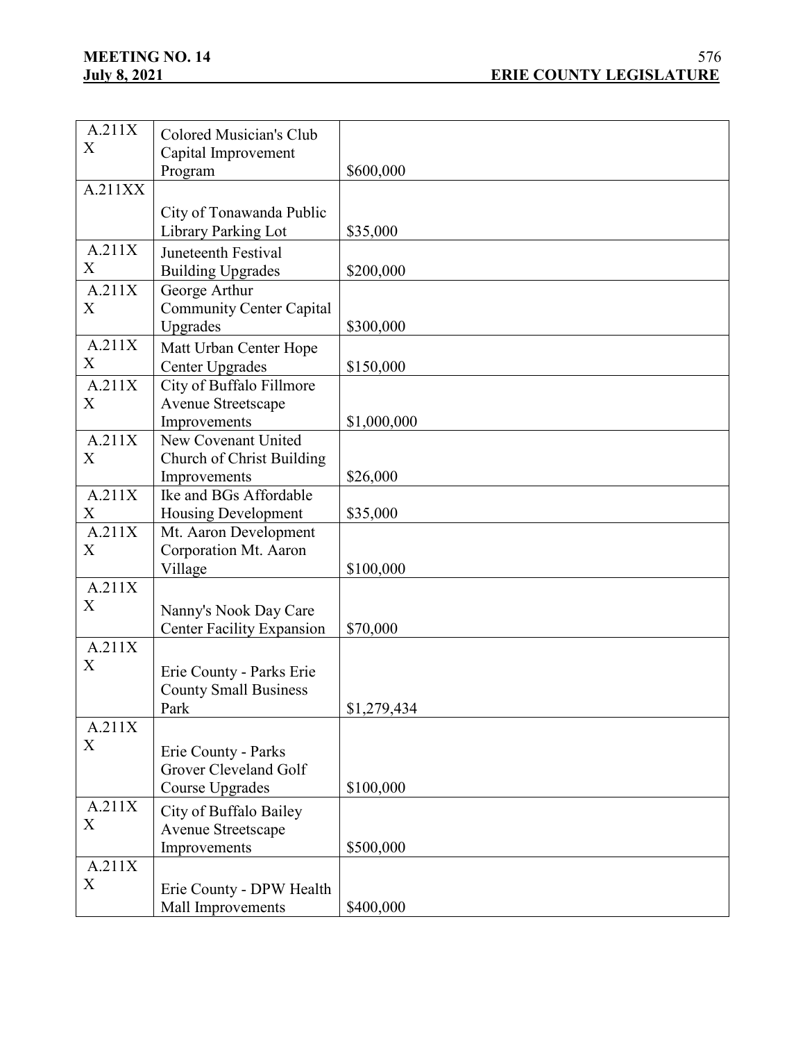| A.211XX | Colored Musician's Club Capital Improvement Program | $600,000 |
|---|---|---|
| A.211XX | City of Tonawanda Public Library Parking Lot | $35,000 |
| A.211XX | Juneteenth Festival Building Upgrades | $200,000 |
| A.211XX | George Arthur Community Center Capital Upgrades | $300,000 |
| A.211XX | Matt Urban Center Hope Center Upgrades | $150,000 |
| A.211XX | City of Buffalo Fillmore Avenue Streetscape Improvements | $1,000,000 |
| A.211XX | New Covenant United Church of Christ Building Improvements | $26,000 |
| A.211XX | Ike and BGs Affordable Housing Development | $35,000 |
| A.211XX | Mt. Aaron Development Corporation Mt. Aaron Village | $100,000 |
| A.211XX | Nanny's Nook Day Care Center Facility Expansion | $70,000 |
| A.211XX | Erie County - Parks Erie County Small Business Park | $1,279,434 |
| A.211XX | Erie County - Parks Grover Cleveland Golf Course Upgrades | $100,000 |
| A.211XX | City of Buffalo Bailey Avenue Streetscape Improvements | $500,000 |
| A.211XX | Erie County - DPW Health Mall Improvements | $400,000 |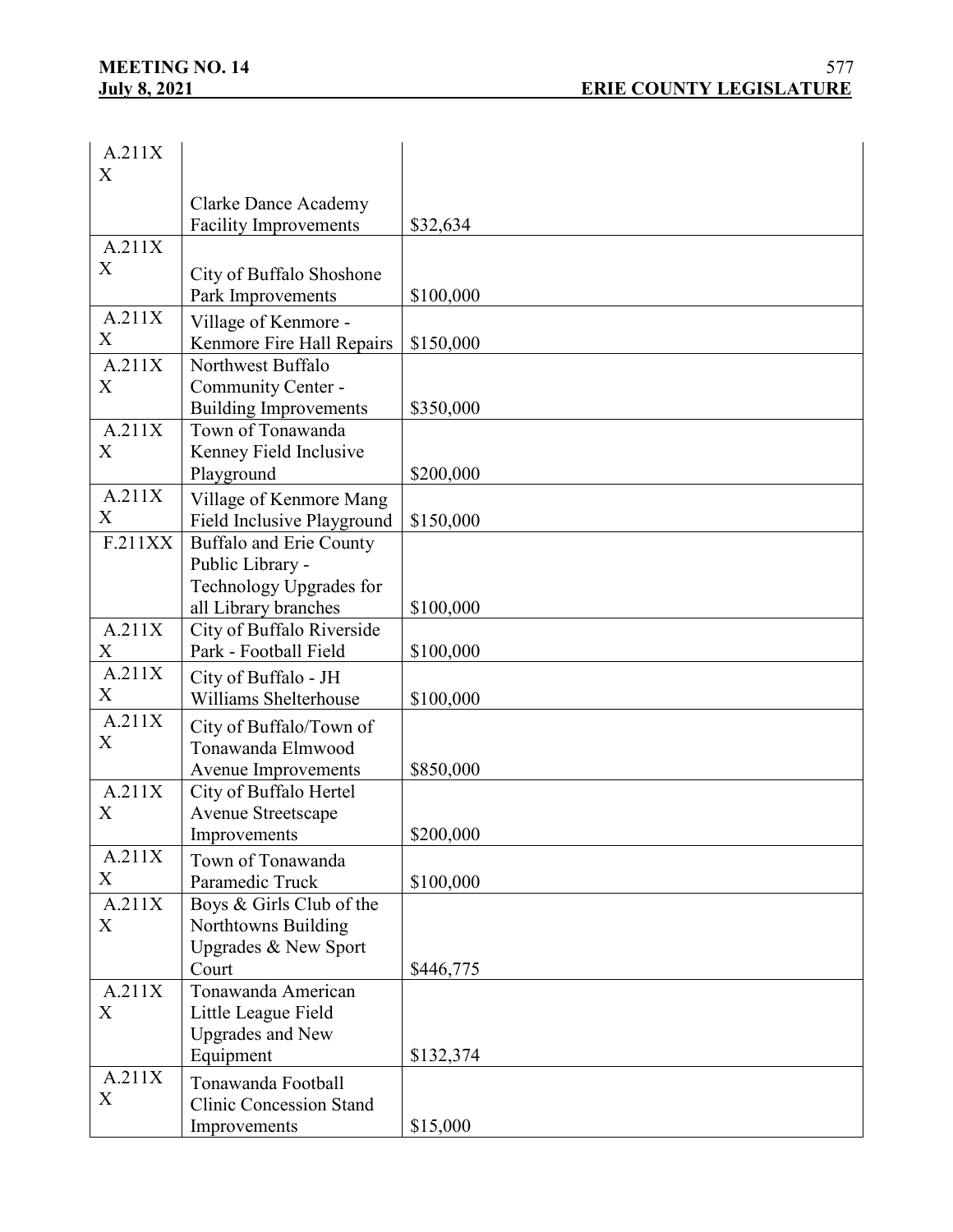| | | |
|---|---|---|
| A.211XX | Clarke Dance Academy Facility Improvements | $32,634 |
| A.211XX | City of Buffalo Shoshone Park Improvements | $100,000 |
| A.211XX | Village of Kenmore - Kenmore Fire Hall Repairs | $150,000 |
| A.211XX | Northwest Buffalo Community Center - Building Improvements | $350,000 |
| A.211XX | Town of Tonawanda Kenney Field Inclusive Playground | $200,000 |
| A.211XX | Village of Kenmore Mang Field Inclusive Playground | $150,000 |
| F.211XX | Buffalo and Erie County Public Library - Technology Upgrades for all Library branches | $100,000 |
| A.211XX | City of Buffalo Riverside Park - Football Field | $100,000 |
| A.211XX | City of Buffalo - JH Williams Shelterhouse | $100,000 |
| A.211XX | City of Buffalo/Town of Tonawanda Elmwood Avenue Improvements | $850,000 |
| A.211XX | City of Buffalo Hertel Avenue Streetscape Improvements | $200,000 |
| A.211XX | Town of Tonawanda Paramedic Truck | $100,000 |
| A.211XX | Boys & Girls Club of the Northtowns Building Upgrades & New Sport Court | $446,775 |
| A.211XX | Tonawanda American Little League Field Upgrades and New Equipment | $132,374 |
| A.211XX | Tonawanda Football Clinic Concession Stand Improvements | $15,000 |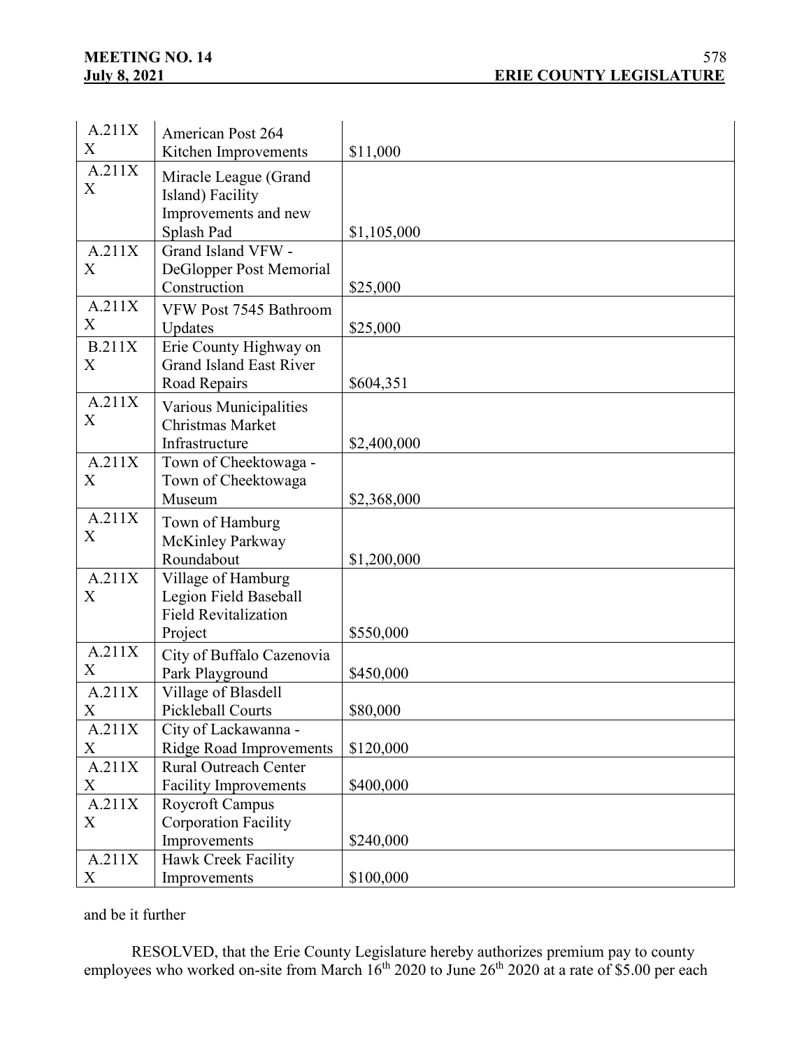| A.211XX | American Post 264 Kitchen Improvements | $11,000 |
|---|---|---|
| A.211XX | Miracle League (Grand Island) Facility Improvements and new Splash Pad | $1,105,000 |
| A.211XX | Grand Island VFW - DeGlopper Post Memorial Construction | $25,000 |
| A.211XX | VFW Post 7545 Bathroom Updates | $25,000 |
| B.211XX | Erie County Highway on Grand Island East River Road Repairs | $604,351 |
| A.211XX | Various Municipalities Christmas Market Infrastructure | $2,400,000 |
| A.211XX | Town of Cheektowaga - Town of Cheektowaga Museum | $2,368,000 |
| A.211XX | Town of Hamburg McKinley Parkway Roundabout | $1,200,000 |
| A.211XX | Village of Hamburg Legion Field Baseball Field Revitalization Project | $550,000 |
| A.211XX | City of Buffalo Cazenovia Park Playground | $450,000 |
| A.211XX | Village of Blasdell Pickleball Courts | $80,000 |
| A.211XX | City of Lackawanna - Ridge Road Improvements | $120,000 |
| A.211XX | Rural Outreach Center Facility Improvements | $400,000 |
| A.211XX | Roycroft Campus Corporation Facility Improvements | $240,000 |
| A.211XX | Hawk Creek Facility Improvements | $100,000 |

and be it further

RESOLVED, that the Erie County Legislature hereby authorizes premium pay to county employees who worked on-site from March 16th 2020 to June 26th 2020 at a rate of $5.00 per each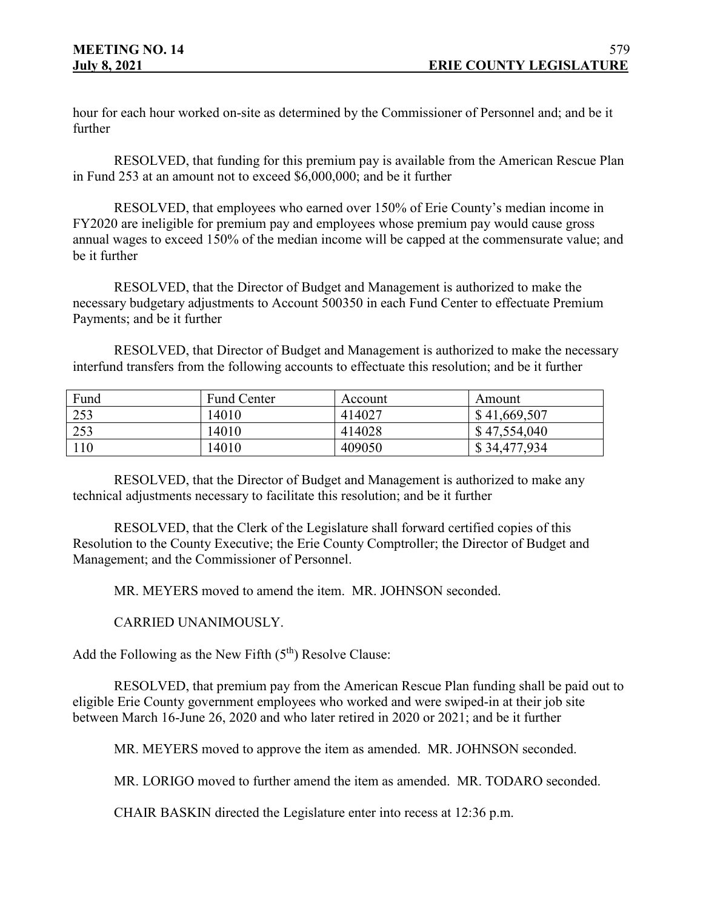hour for each hour worked on-site as determined by the Commissioner of Personnel and; and be it further

RESOLVED, that funding for this premium pay is available from the American Rescue Plan in Fund 253 at an amount not to exceed $6,000,000; and be it further

RESOLVED, that employees who earned over 150% of Erie County's median income in FY2020 are ineligible for premium pay and employees whose premium pay would cause gross annual wages to exceed 150% of the median income will be capped at the commensurate value; and be it further

RESOLVED, that the Director of Budget and Management is authorized to make the necessary budgetary adjustments to Account 500350 in each Fund Center to effectuate Premium Payments; and be it further

RESOLVED, that Director of Budget and Management is authorized to make the necessary interfund transfers from the following accounts to effectuate this resolution; and be it further

| Fund | Fund Center | Account | Amount |
|---|---|---|---|
| 253 | 14010 | 414027 | $ 41,669,507 |
| 253 | 14010 | 414028 | $ 47,554,040 |
| 110 | 14010 | 409050 | $ 34,477,934 |

RESOLVED, that the Director of Budget and Management is authorized to make any technical adjustments necessary to facilitate this resolution; and be it further

RESOLVED, that the Clerk of the Legislature shall forward certified copies of this Resolution to the County Executive; the Erie County Comptroller; the Director of Budget and Management; and the Commissioner of Personnel.

MR. MEYERS moved to amend the item. MR. JOHNSON seconded.

CARRIED UNANIMOUSLY.

Add the Following as the New Fifth (5th) Resolve Clause:

RESOLVED, that premium pay from the American Rescue Plan funding shall be paid out to eligible Erie County government employees who worked and were swiped-in at their job site between March 16-June 26, 2020 and who later retired in 2020 or 2021; and be it further

MR. MEYERS moved to approve the item as amended. MR. JOHNSON seconded.

MR. LORIGO moved to further amend the item as amended. MR. TODARO seconded.

CHAIR BASKIN directed the Legislature enter into recess at 12:36 p.m.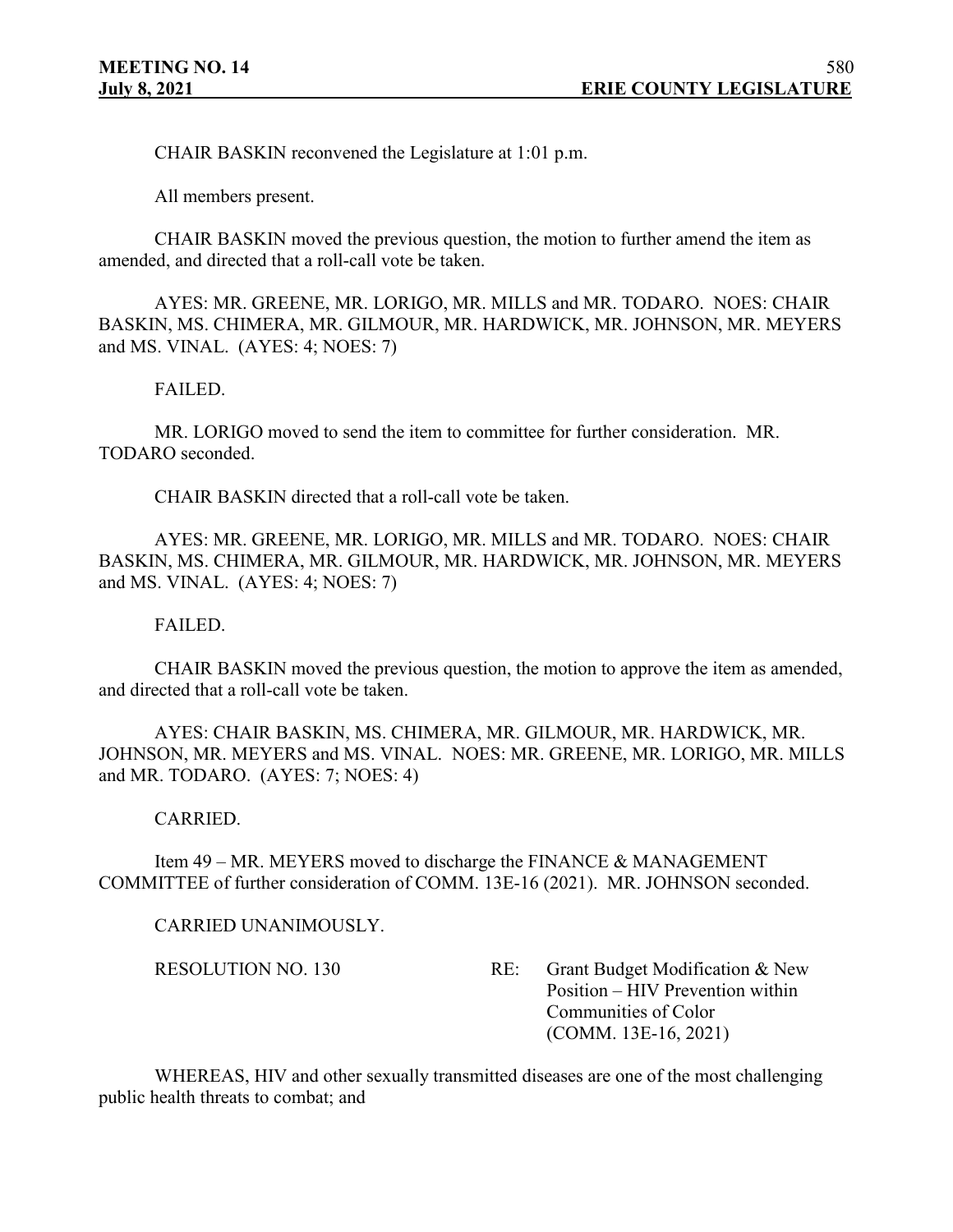CHAIR BASKIN reconvened the Legislature at 1:01 p.m.

All members present.

CHAIR BASKIN moved the previous question, the motion to further amend the item as amended, and directed that a roll-call vote be taken.

AYES: MR. GREENE, MR. LORIGO, MR. MILLS and MR. TODARO. NOES: CHAIR BASKIN, MS. CHIMERA, MR. GILMOUR, MR. HARDWICK, MR. JOHNSON, MR. MEYERS and MS. VINAL. (AYES: 4; NOES: 7)

FAILED.

MR. LORIGO moved to send the item to committee for further consideration. MR. TODARO seconded.

CHAIR BASKIN directed that a roll-call vote be taken.

AYES: MR. GREENE, MR. LORIGO, MR. MILLS and MR. TODARO. NOES: CHAIR BASKIN, MS. CHIMERA, MR. GILMOUR, MR. HARDWICK, MR. JOHNSON, MR. MEYERS and MS. VINAL. (AYES: 4; NOES: 7)

FAILED.

CHAIR BASKIN moved the previous question, the motion to approve the item as amended, and directed that a roll-call vote be taken.

AYES: CHAIR BASKIN, MS. CHIMERA, MR. GILMOUR, MR. HARDWICK, MR. JOHNSON, MR. MEYERS and MS. VINAL. NOES: MR. GREENE, MR. LORIGO, MR. MILLS and MR. TODARO. (AYES: 7; NOES: 4)

CARRIED.

Item 49 – MR. MEYERS moved to discharge the FINANCE & MANAGEMENT COMMITTEE of further consideration of COMM. 13E-16 (2021). MR. JOHNSON seconded.

CARRIED UNANIMOUSLY.

RESOLUTION NO. 130 RE: Grant Budget Modification & New Position – HIV Prevention within Communities of Color (COMM. 13E-16, 2021)

WHEREAS, HIV and other sexually transmitted diseases are one of the most challenging public health threats to combat; and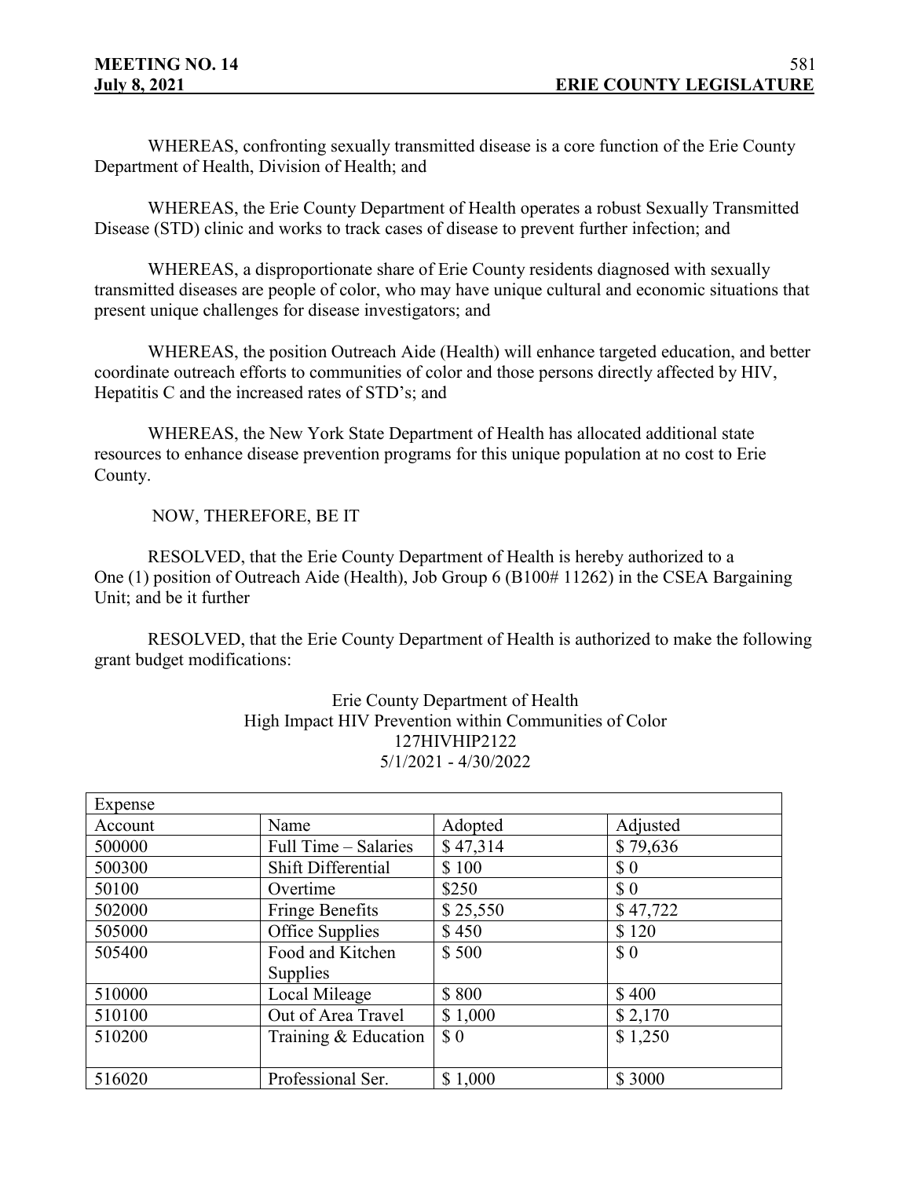WHEREAS, confronting sexually transmitted disease is a core function of the Erie County Department of Health, Division of Health; and

WHEREAS, the Erie County Department of Health operates a robust Sexually Transmitted Disease (STD) clinic and works to track cases of disease to prevent further infection; and

WHEREAS, a disproportionate share of Erie County residents diagnosed with sexually transmitted diseases are people of color, who may have unique cultural and economic situations that present unique challenges for disease investigators; and

WHEREAS, the position Outreach Aide (Health) will enhance targeted education, and better coordinate outreach efforts to communities of color and those persons directly affected by HIV, Hepatitis C and the increased rates of STD's; and

WHEREAS, the New York State Department of Health has allocated additional state resources to enhance disease prevention programs for this unique population at no cost to Erie County.

NOW, THEREFORE, BE IT

RESOLVED, that the Erie County Department of Health is hereby authorized to a One (1) position of Outreach Aide (Health), Job Group 6 (B100# 11262) in the CSEA Bargaining Unit; and be it further

RESOLVED, that the Erie County Department of Health is authorized to make the following grant budget modifications:

Erie County Department of Health
High Impact HIV Prevention within Communities of Color
127HIVHIP2122
5/1/2021 - 4/30/2022

| Expense | | | |
|---|---|---|---|
| Account | Name | Adopted | Adjusted |
| 500000 | Full Time – Salaries | $ 47,314 | $ 79,636 |
| 500300 | Shift Differential | $ 100 | $ 0 |
| 50100 | Overtime | $250 | $ 0 |
| 502000 | Fringe Benefits | $ 25,550 | $ 47,722 |
| 505000 | Office Supplies | $ 450 | $ 120 |
| 505400 | Food and Kitchen Supplies | $ 500 | $ 0 |
| 510000 | Local Mileage | $ 800 | $ 400 |
| 510100 | Out of Area Travel | $ 1,000 | $ 2,170 |
| 510200 | Training & Education | $ 0 | $ 1,250 |
| 516020 | Professional Ser. | $ 1,000 | $ 3000 |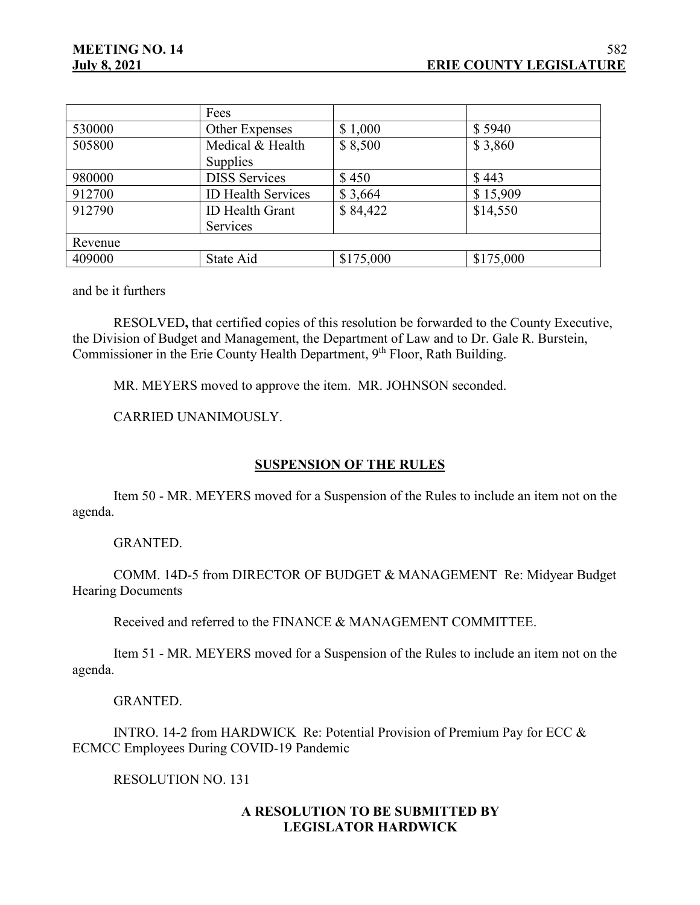| | Fees | | |
|---|---|---|---|
| 530000 | Other Expenses | $ 1,000 | $ 5940 |
| 505800 | Medical & Health Supplies | $ 8,500 | $ 3,860 |
| 980000 | DISS Services | $ 450 | $ 443 |
| 912700 | ID Health Services | $ 3,664 | $ 15,909 |
| 912790 | ID Health Grant Services | $ 84,422 | $14,550 |
| Revenue | | | |
| 409000 | State Aid | $175,000 | $175,000 |

and be it furthers

RESOLVED**,** that certified copies of this resolution be forwarded to the County Executive, the Division of Budget and Management, the Department of Law and to Dr. Gale R. Burstein, Commissioner in the Erie County Health Department, 9th Floor, Rath Building.

MR. MEYERS moved to approve the item. MR. JOHNSON seconded.

CARRIED UNANIMOUSLY.

## SUSPENSION OF THE RULES

Item 50 - MR. MEYERS moved for a Suspension of the Rules to include an item not on the agenda.

GRANTED.

COMM. 14D-5 from DIRECTOR OF BUDGET & MANAGEMENT Re: Midyear Budget Hearing Documents

Received and referred to the FINANCE & MANAGEMENT COMMITTEE.

Item 51 - MR. MEYERS moved for a Suspension of the Rules to include an item not on the agenda.

GRANTED.

INTRO. 14-2 from HARDWICK Re: Potential Provision of Premium Pay for ECC & ECMCC Employees During COVID-19 Pandemic

RESOLUTION NO. 131

**A RESOLUTION TO BE SUBMITTED BY LEGISLATOR HARDWICK**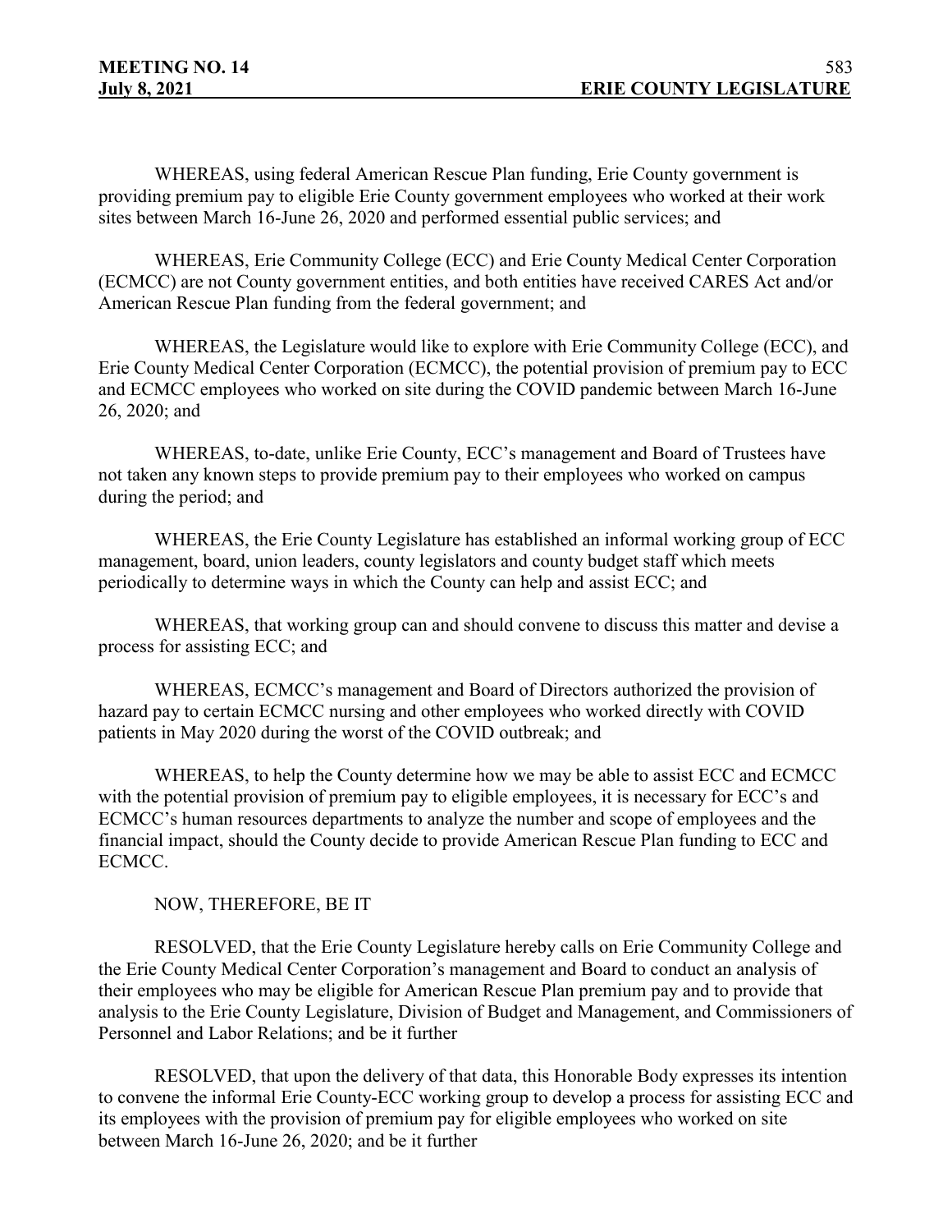WHEREAS, using federal American Rescue Plan funding, Erie County government is providing premium pay to eligible Erie County government employees who worked at their work sites between March 16-June 26, 2020 and performed essential public services; and

WHEREAS, Erie Community College (ECC) and Erie County Medical Center Corporation (ECMCC) are not County government entities, and both entities have received CARES Act and/or American Rescue Plan funding from the federal government; and

WHEREAS, the Legislature would like to explore with Erie Community College (ECC), and Erie County Medical Center Corporation (ECMCC), the potential provision of premium pay to ECC and ECMCC employees who worked on site during the COVID pandemic between March 16-June 26, 2020; and

WHEREAS, to-date, unlike Erie County, ECC's management and Board of Trustees have not taken any known steps to provide premium pay to their employees who worked on campus during the period; and

WHEREAS, the Erie County Legislature has established an informal working group of ECC management, board, union leaders, county legislators and county budget staff which meets periodically to determine ways in which the County can help and assist ECC; and

WHEREAS, that working group can and should convene to discuss this matter and devise a process for assisting ECC; and

WHEREAS, ECMCC's management and Board of Directors authorized the provision of hazard pay to certain ECMCC nursing and other employees who worked directly with COVID patients in May 2020 during the worst of the COVID outbreak; and

WHEREAS, to help the County determine how we may be able to assist ECC and ECMCC with the potential provision of premium pay to eligible employees, it is necessary for ECC's and ECMCC's human resources departments to analyze the number and scope of employees and the financial impact, should the County decide to provide American Rescue Plan funding to ECC and ECMCC.

NOW, THEREFORE, BE IT

RESOLVED, that the Erie County Legislature hereby calls on Erie Community College and the Erie County Medical Center Corporation's management and Board to conduct an analysis of their employees who may be eligible for American Rescue Plan premium pay and to provide that analysis to the Erie County Legislature, Division of Budget and Management, and Commissioners of Personnel and Labor Relations; and be it further

RESOLVED, that upon the delivery of that data, this Honorable Body expresses its intention to convene the informal Erie County-ECC working group to develop a process for assisting ECC and its employees with the provision of premium pay for eligible employees who worked on site between March 16-June 26, 2020; and be it further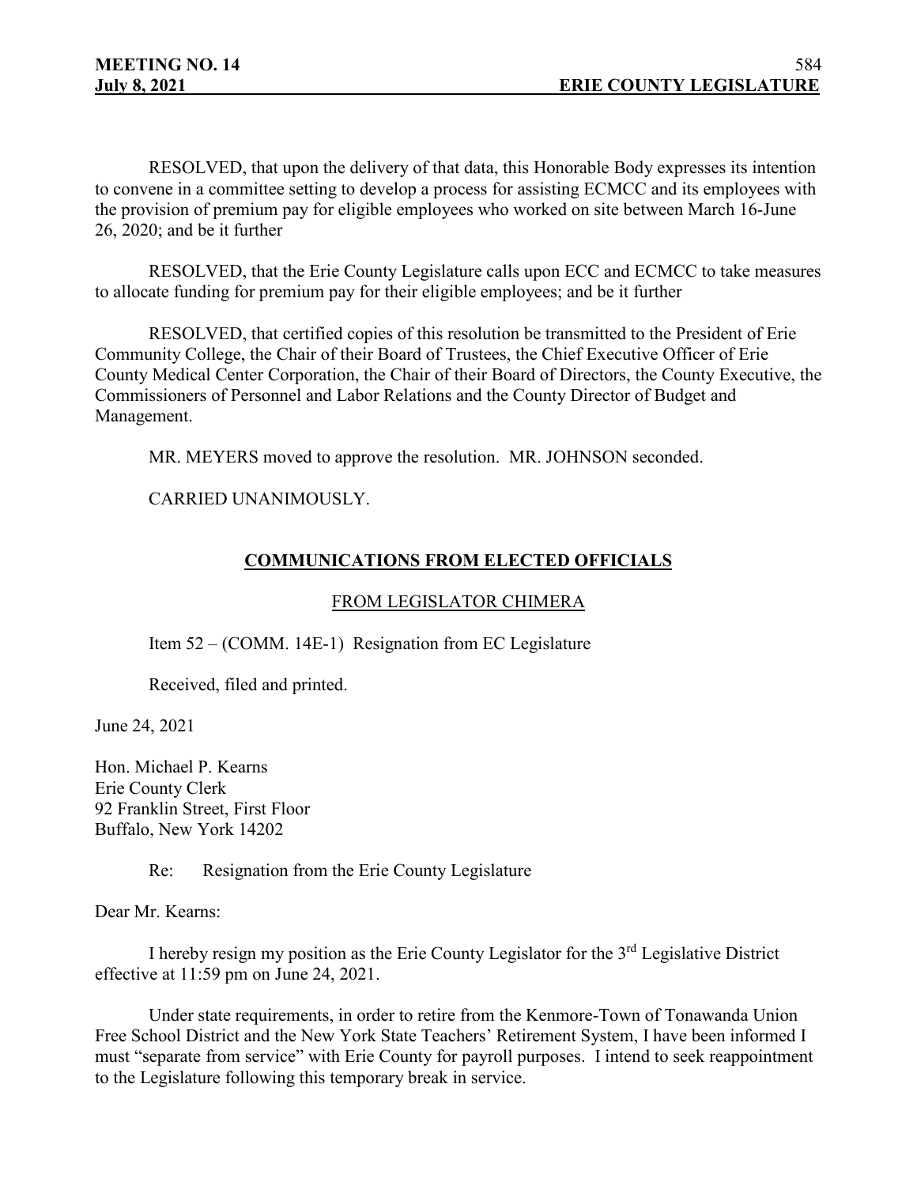RESOLVED, that upon the delivery of that data, this Honorable Body expresses its intention to convene in a committee setting to develop a process for assisting ECMCC and its employees with the provision of premium pay for eligible employees who worked on site between March 16-June 26, 2020; and be it further

RESOLVED, that the Erie County Legislature calls upon ECC and ECMCC to take measures to allocate funding for premium pay for their eligible employees; and be it further

RESOLVED, that certified copies of this resolution be transmitted to the President of Erie Community College, the Chair of their Board of Trustees, the Chief Executive Officer of Erie County Medical Center Corporation, the Chair of their Board of Directors, the County Executive, the Commissioners of Personnel and Labor Relations and the County Director of Budget and Management.

MR. MEYERS moved to approve the resolution. MR. JOHNSON seconded.

CARRIED UNANIMOUSLY.

## COMMUNICATIONS FROM ELECTED OFFICIALS

### FROM LEGISLATOR CHIMERA

Item 52 – (COMM. 14E-1) Resignation from EC Legislature

Received, filed and printed.

June 24, 2021

Hon. Michael P. Kearns
Erie County Clerk
92 Franklin Street, First Floor
Buffalo, New York 14202

Re: Resignation from the Erie County Legislature

Dear Mr. Kearns:

I hereby resign my position as the Erie County Legislator for the 3rd Legislative District effective at 11:59 pm on June 24, 2021.

Under state requirements, in order to retire from the Kenmore-Town of Tonawanda Union Free School District and the New York State Teachers' Retirement System, I have been informed I must "separate from service" with Erie County for payroll purposes. I intend to seek reappointment to the Legislature following this temporary break in service.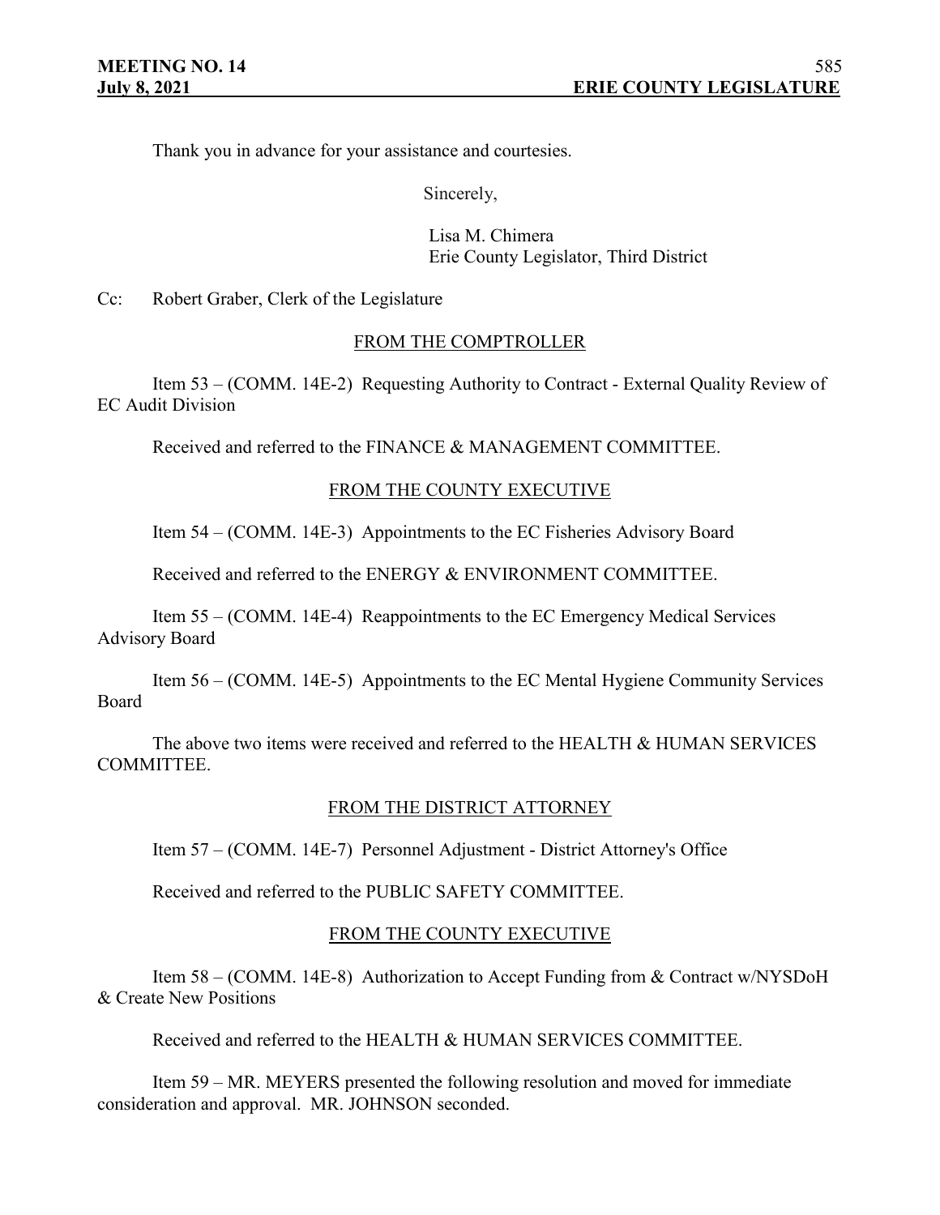Thank you in advance for your assistance and courtesies.

Sincerely,

Lisa M. Chimera
Erie County Legislator, Third District

Cc: Robert Graber, Clerk of the Legislature

FROM THE COMPTROLLER

Item 53 – (COMM. 14E-2) Requesting Authority to Contract - External Quality Review of EC Audit Division

Received and referred to the FINANCE & MANAGEMENT COMMITTEE.

FROM THE COUNTY EXECUTIVE

Item 54 – (COMM. 14E-3) Appointments to the EC Fisheries Advisory Board

Received and referred to the ENERGY & ENVIRONMENT COMMITTEE.

Item 55 – (COMM. 14E-4) Reappointments to the EC Emergency Medical Services Advisory Board

Item 56 – (COMM. 14E-5) Appointments to the EC Mental Hygiene Community Services Board

The above two items were received and referred to the HEALTH & HUMAN SERVICES COMMITTEE.

FROM THE DISTRICT ATTORNEY

Item 57 – (COMM. 14E-7) Personnel Adjustment - District Attorney's Office

Received and referred to the PUBLIC SAFETY COMMITTEE.

FROM THE COUNTY EXECUTIVE

Item 58 – (COMM. 14E-8) Authorization to Accept Funding from & Contract w/NYSDoH & Create New Positions

Received and referred to the HEALTH & HUMAN SERVICES COMMITTEE.

Item 59 – MR. MEYERS presented the following resolution and moved for immediate consideration and approval. MR. JOHNSON seconded.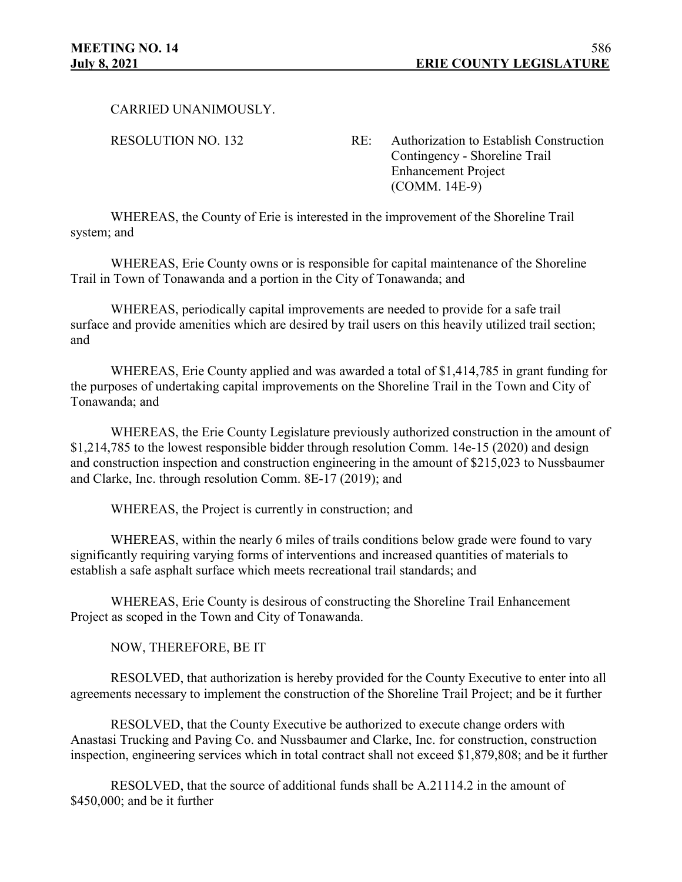CARRIED UNANIMOUSLY.

RESOLUTION NO. 132 RE: Authorization to Establish Construction Contingency - Shoreline Trail Enhancement Project (COMM. 14E-9)

WHEREAS, the County of Erie is interested in the improvement of the Shoreline Trail system; and

WHEREAS, Erie County owns or is responsible for capital maintenance of the Shoreline Trail in Town of Tonawanda and a portion in the City of Tonawanda; and

WHEREAS, periodically capital improvements are needed to provide for a safe trail surface and provide amenities which are desired by trail users on this heavily utilized trail section; and

WHEREAS, Erie County applied and was awarded a total of $1,414,785 in grant funding for the purposes of undertaking capital improvements on the Shoreline Trail in the Town and City of Tonawanda; and

WHEREAS, the Erie County Legislature previously authorized construction in the amount of $1,214,785 to the lowest responsible bidder through resolution Comm. 14e-15 (2020) and design and construction inspection and construction engineering in the amount of $215,023 to Nussbaumer and Clarke, Inc. through resolution Comm. 8E-17 (2019); and

WHEREAS, the Project is currently in construction; and

WHEREAS, within the nearly 6 miles of trails conditions below grade were found to vary significantly requiring varying forms of interventions and increased quantities of materials to establish a safe asphalt surface which meets recreational trail standards; and

WHEREAS, Erie County is desirous of constructing the Shoreline Trail Enhancement Project as scoped in the Town and City of Tonawanda.

NOW, THEREFORE, BE IT

RESOLVED, that authorization is hereby provided for the County Executive to enter into all agreements necessary to implement the construction of the Shoreline Trail Project; and be it further

RESOLVED, that the County Executive be authorized to execute change orders with Anastasi Trucking and Paving Co. and Nussbaumer and Clarke, Inc. for construction, construction inspection, engineering services which in total contract shall not exceed $1,879,808; and be it further

RESOLVED, that the source of additional funds shall be A.21114.2 in the amount of $450,000; and be it further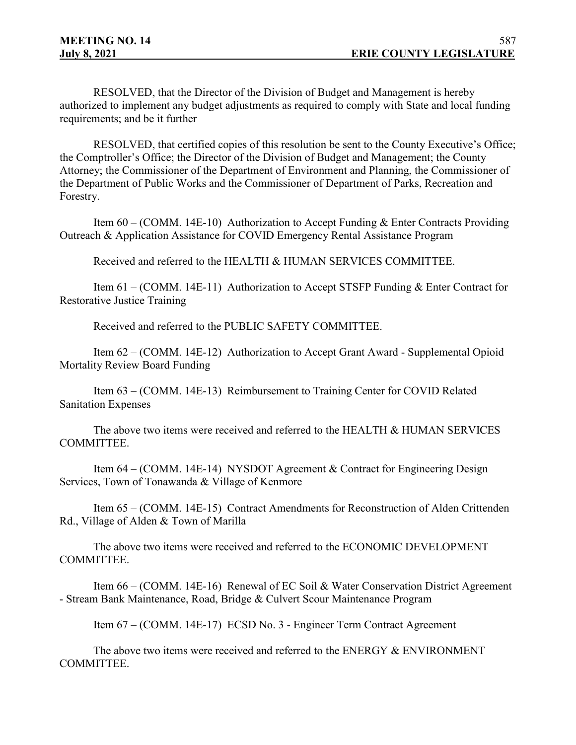RESOLVED, that the Director of the Division of Budget and Management is hereby authorized to implement any budget adjustments as required to comply with State and local funding requirements; and be it further

RESOLVED, that certified copies of this resolution be sent to the County Executive's Office; the Comptroller's Office; the Director of the Division of Budget and Management; the County Attorney; the Commissioner of the Department of Environment and Planning, the Commissioner of the Department of Public Works and the Commissioner of Department of Parks, Recreation and Forestry.

Item 60 – (COMM. 14E-10) Authorization to Accept Funding & Enter Contracts Providing Outreach & Application Assistance for COVID Emergency Rental Assistance Program

Received and referred to the HEALTH & HUMAN SERVICES COMMITTEE.

Item 61 – (COMM. 14E-11) Authorization to Accept STSFP Funding & Enter Contract for Restorative Justice Training

Received and referred to the PUBLIC SAFETY COMMITTEE.

Item 62 – (COMM. 14E-12) Authorization to Accept Grant Award - Supplemental Opioid Mortality Review Board Funding

Item 63 – (COMM. 14E-13) Reimbursement to Training Center for COVID Related Sanitation Expenses

The above two items were received and referred to the HEALTH & HUMAN SERVICES COMMITTEE.

Item 64 – (COMM. 14E-14) NYSDOT Agreement & Contract for Engineering Design Services, Town of Tonawanda & Village of Kenmore

Item 65 – (COMM. 14E-15) Contract Amendments for Reconstruction of Alden Crittenden Rd., Village of Alden & Town of Marilla

The above two items were received and referred to the ECONOMIC DEVELOPMENT COMMITTEE.

Item 66 – (COMM. 14E-16) Renewal of EC Soil & Water Conservation District Agreement - Stream Bank Maintenance, Road, Bridge & Culvert Scour Maintenance Program

Item 67 – (COMM. 14E-17) ECSD No. 3 - Engineer Term Contract Agreement

The above two items were received and referred to the ENERGY & ENVIRONMENT COMMITTEE.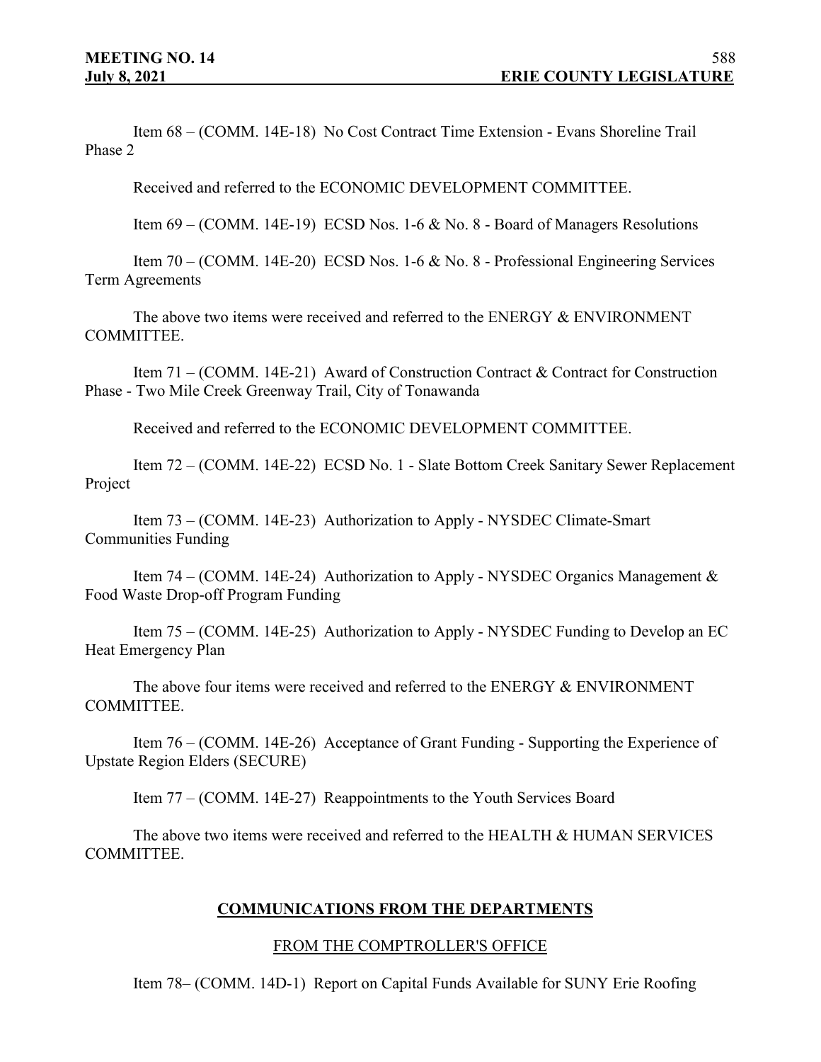Item 68 – (COMM. 14E-18) No Cost Contract Time Extension - Evans Shoreline Trail Phase 2

Received and referred to the ECONOMIC DEVELOPMENT COMMITTEE.

Item 69 – (COMM. 14E-19) ECSD Nos. 1-6 & No. 8 - Board of Managers Resolutions

Item 70 – (COMM. 14E-20) ECSD Nos. 1-6 & No. 8 - Professional Engineering Services Term Agreements

The above two items were received and referred to the ENERGY & ENVIRONMENT COMMITTEE.

Item 71 – (COMM. 14E-21) Award of Construction Contract & Contract for Construction Phase - Two Mile Creek Greenway Trail, City of Tonawanda

Received and referred to the ECONOMIC DEVELOPMENT COMMITTEE.

Item 72 – (COMM. 14E-22) ECSD No. 1 - Slate Bottom Creek Sanitary Sewer Replacement Project

Item 73 – (COMM. 14E-23) Authorization to Apply - NYSDEC Climate-Smart Communities Funding

Item 74 – (COMM. 14E-24) Authorization to Apply - NYSDEC Organics Management & Food Waste Drop-off Program Funding

Item 75 – (COMM. 14E-25) Authorization to Apply - NYSDEC Funding to Develop an EC Heat Emergency Plan

The above four items were received and referred to the ENERGY & ENVIRONMENT COMMITTEE.

Item 76 – (COMM. 14E-26) Acceptance of Grant Funding - Supporting the Experience of Upstate Region Elders (SECURE)

Item 77 – (COMM. 14E-27) Reappointments to the Youth Services Board

The above two items were received and referred to the HEALTH & HUMAN SERVICES COMMITTEE.

## COMMUNICATIONS FROM THE DEPARTMENTS

### FROM THE COMPTROLLER'S OFFICE

Item 78– (COMM. 14D-1) Report on Capital Funds Available for SUNY Erie Roofing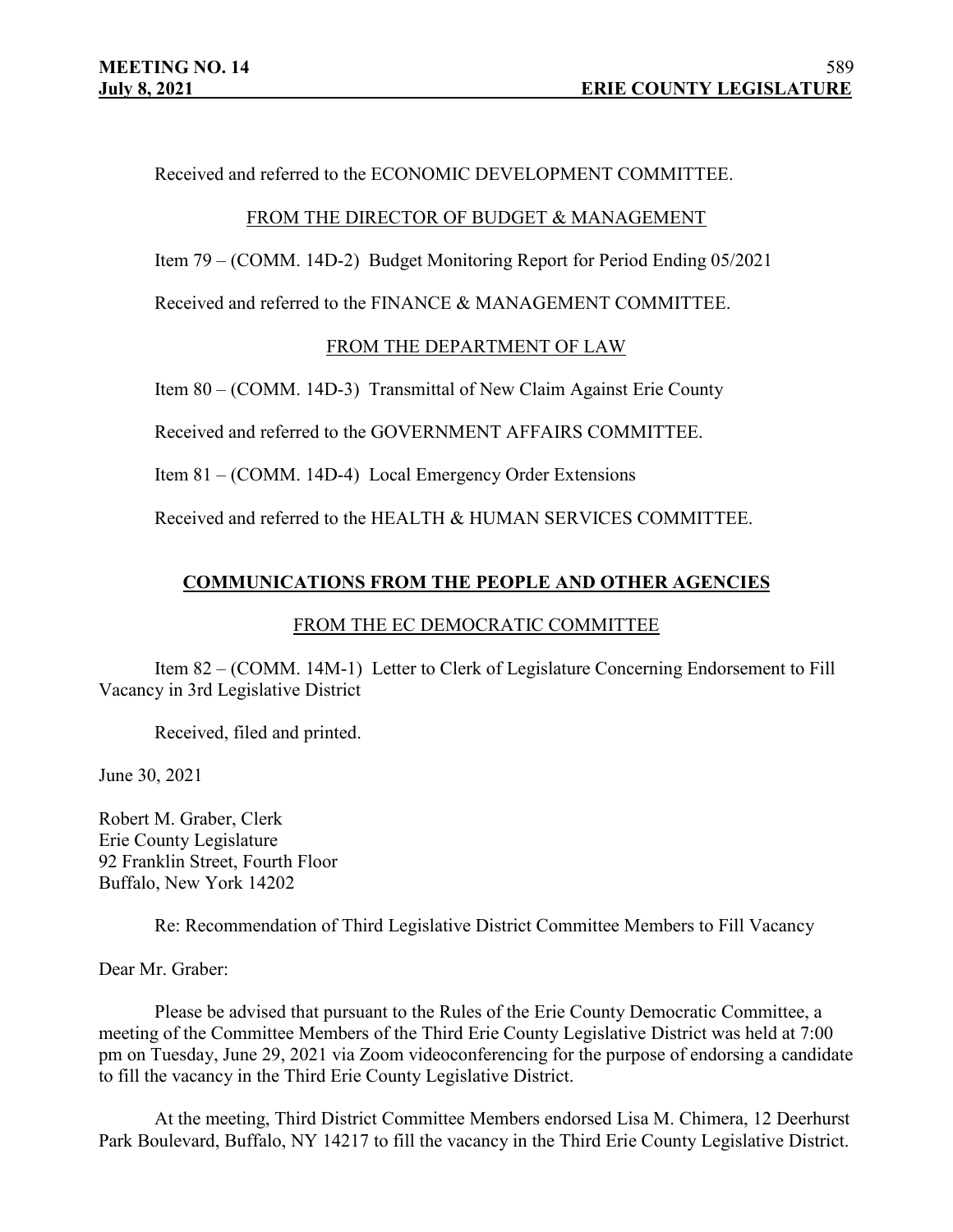Received and referred to the ECONOMIC DEVELOPMENT COMMITTEE.

FROM THE DIRECTOR OF BUDGET & MANAGEMENT

Item 79 – (COMM. 14D-2) Budget Monitoring Report for Period Ending 05/2021

Received and referred to the FINANCE & MANAGEMENT COMMITTEE.

FROM THE DEPARTMENT OF LAW

Item 80 – (COMM. 14D-3) Transmittal of New Claim Against Erie County

Received and referred to the GOVERNMENT AFFAIRS COMMITTEE.

Item 81 – (COMM. 14D-4) Local Emergency Order Extensions

Received and referred to the HEALTH & HUMAN SERVICES COMMITTEE.

## COMMUNICATIONS FROM THE PEOPLE AND OTHER AGENCIES

FROM THE EC DEMOCRATIC COMMITTEE

Item 82 – (COMM. 14M-1) Letter to Clerk of Legislature Concerning Endorsement to Fill Vacancy in 3rd Legislative District

Received, filed and printed.

June 30, 2021

Robert M. Graber, Clerk
Erie County Legislature
92 Franklin Street, Fourth Floor
Buffalo, New York 14202

Re: Recommendation of Third Legislative District Committee Members to Fill Vacancy

Dear Mr. Graber:

Please be advised that pursuant to the Rules of the Erie County Democratic Committee, a meeting of the Committee Members of the Third Erie County Legislative District was held at 7:00 pm on Tuesday, June 29, 2021 via Zoom videoconferencing for the purpose of endorsing a candidate to fill the vacancy in the Third Erie County Legislative District.

At the meeting, Third District Committee Members endorsed Lisa M. Chimera, 12 Deerhurst Park Boulevard, Buffalo, NY 14217 to fill the vacancy in the Third Erie County Legislative District.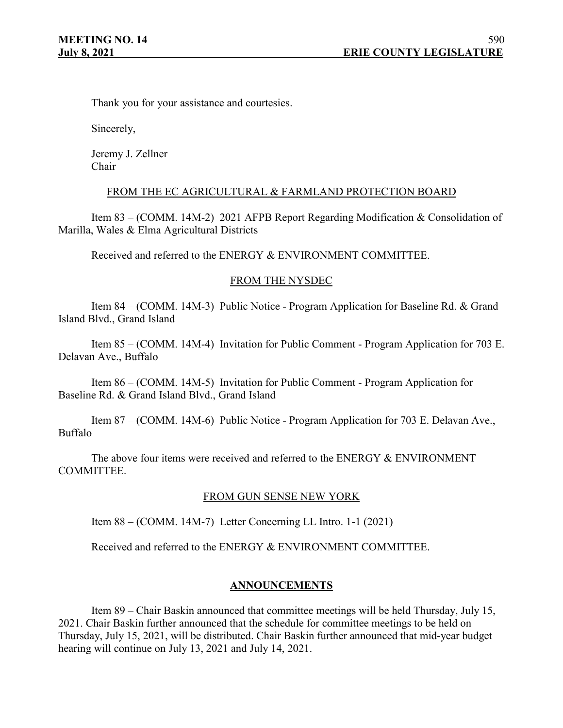Thank you for your assistance and courtesies.

Sincerely,

Jeremy J. Zellner
Chair

FROM THE EC AGRICULTURAL & FARMLAND PROTECTION BOARD

Item 83 – (COMM. 14M-2) 2021 AFPB Report Regarding Modification & Consolidation of Marilla, Wales & Elma Agricultural Districts

Received and referred to the ENERGY & ENVIRONMENT COMMITTEE.

FROM THE NYSDEC

Item 84 – (COMM. 14M-3) Public Notice - Program Application for Baseline Rd. & Grand Island Blvd., Grand Island

Item 85 – (COMM. 14M-4) Invitation for Public Comment - Program Application for 703 E. Delavan Ave., Buffalo

Item 86 – (COMM. 14M-5) Invitation for Public Comment - Program Application for Baseline Rd. & Grand Island Blvd., Grand Island

Item 87 – (COMM. 14M-6) Public Notice - Program Application for 703 E. Delavan Ave., Buffalo

The above four items were received and referred to the ENERGY & ENVIRONMENT COMMITTEE.

FROM GUN SENSE NEW YORK

Item 88 – (COMM. 14M-7) Letter Concerning LL Intro. 1-1 (2021)

Received and referred to the ENERGY & ENVIRONMENT COMMITTEE.

**ANNOUNCEMENTS**

Item 89 – Chair Baskin announced that committee meetings will be held Thursday, July 15, 2021. Chair Baskin further announced that the schedule for committee meetings to be held on Thursday, July 15, 2021, will be distributed. Chair Baskin further announced that mid-year budget hearing will continue on July 13, 2021 and July 14, 2021.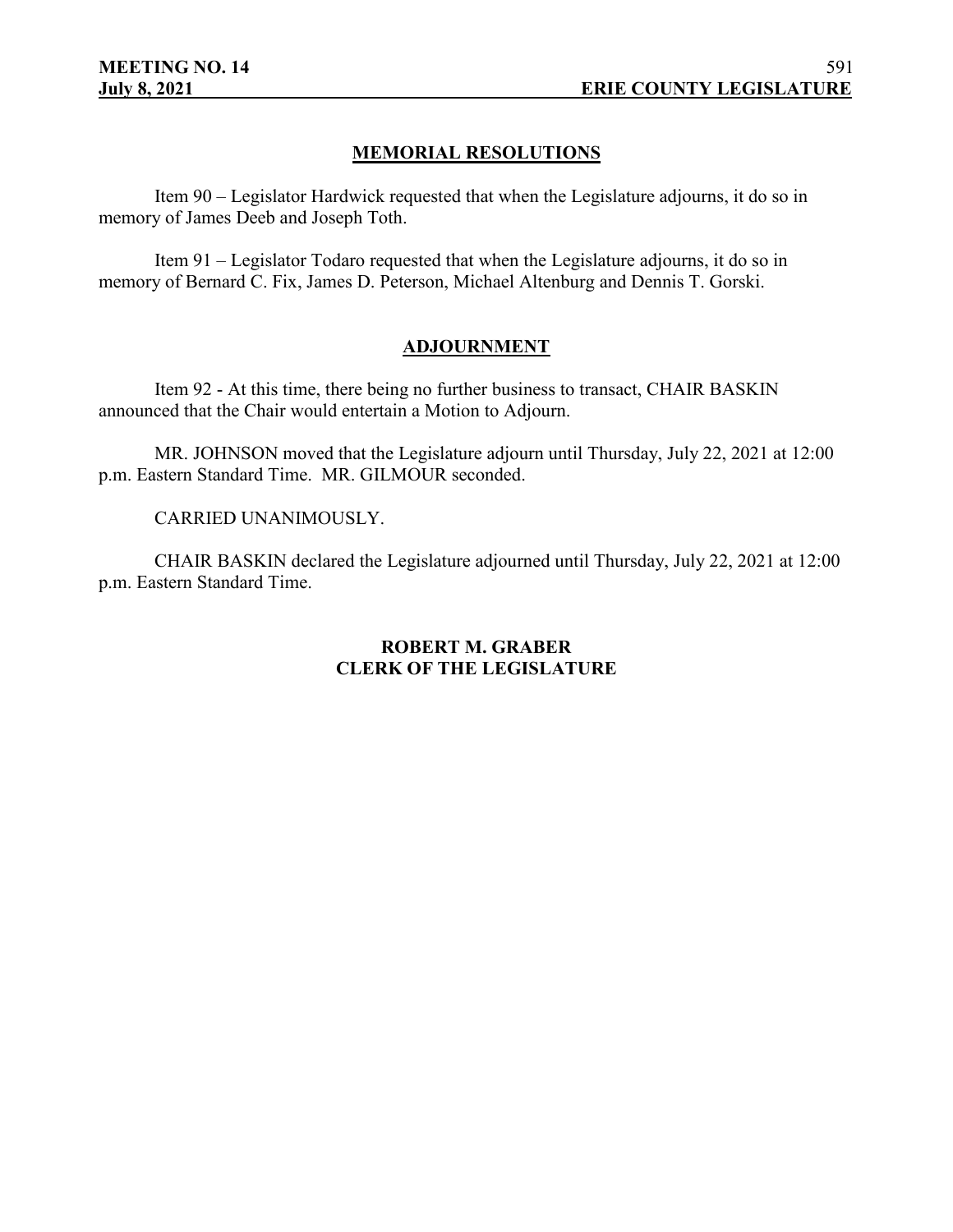## MEMORIAL RESOLUTIONS

Item 90 – Legislator Hardwick requested that when the Legislature adjourns, it do so in memory of James Deeb and Joseph Toth.

Item 91 – Legislator Todaro requested that when the Legislature adjourns, it do so in memory of Bernard C. Fix, James D. Peterson, Michael Altenburg and Dennis T. Gorski.

## ADJOURNMENT

Item 92 - At this time, there being no further business to transact, CHAIR BASKIN announced that the Chair would entertain a Motion to Adjourn.

MR. JOHNSON moved that the Legislature adjourn until Thursday, July 22, 2021 at 12:00 p.m. Eastern Standard Time. MR. GILMOUR seconded.

CARRIED UNANIMOUSLY.

CHAIR BASKIN declared the Legislature adjourned until Thursday, July 22, 2021 at 12:00 p.m. Eastern Standard Time.

**ROBERT M. GRABER**
**CLERK OF THE LEGISLATURE**